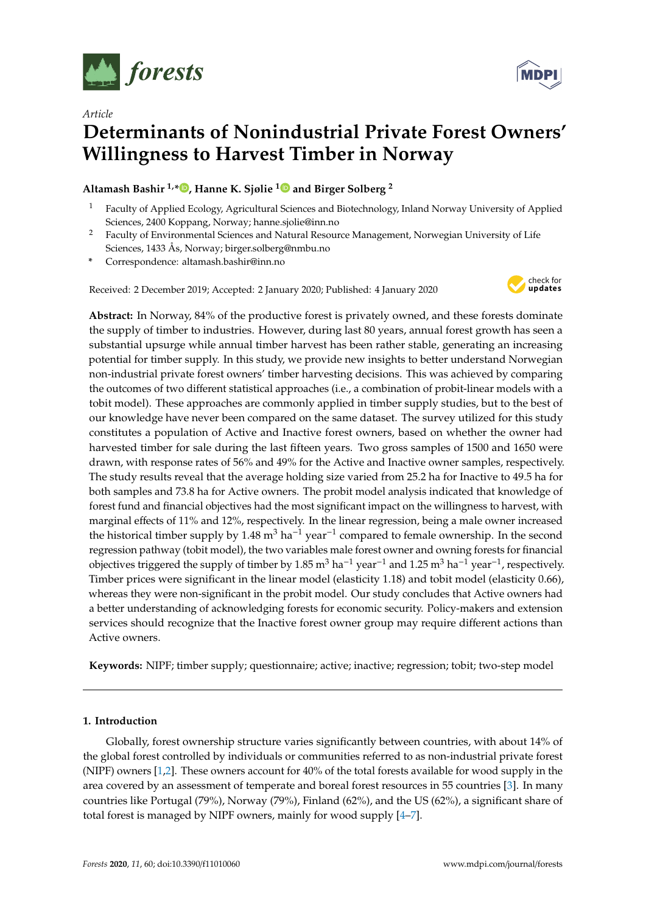*Article*

# Determinants of Nonindustrial Private Forest Owners' Willingness to Harvest Timber in Norway

**Altamash Bashir [1,*], Hanne K. Sjølie [1] and Birger Solberg [2]**

[1] Faculty of Applied Ecology, Agricultural Sciences and Biotechnology, Inland Norway University of Applied Sciences, 2400 Koppang, Norway; hanne.sjolie@inn.no

[2] Faculty of Environmental Sciences and Natural Resource Management, Norwegian University of Life Sciences, 1433 Ås, Norway; birger.solberg@nmbu.no

\* Correspondence: altamash.bashir@inn.no

Received: 2 December 2019; Accepted: 2 January 2020; Published: 4 January 2020

**Abstract:** In Norway, 84% of the productive forest is privately owned, and these forests dominate the supply of timber to industries. However, during last 80 years, annual forest growth has seen a substantial upsurge while annual timber harvest has been rather stable, generating an increasing potential for timber supply. In this study, we provide new insights to better understand Norwegian non-industrial private forest owners' timber harvesting decisions. This was achieved by comparing the outcomes of two different statistical approaches (i.e., a combination of probit-linear models with a tobit model). These approaches are commonly applied in timber supply studies, but to the best of our knowledge have never been compared on the same dataset. The survey utilized for this study constitutes a population of Active and Inactive forest owners, based on whether the owner had harvested timber for sale during the last fifteen years. Two gross samples of 1500 and 1650 were drawn, with response rates of 56% and 49% for the Active and Inactive owner samples, respectively. The study results reveal that the average holding size varied from 25.2 ha for Inactive to 49.5 ha for both samples and 73.8 ha for Active owners. The probit model analysis indicated that knowledge of forest fund and financial objectives had the most significant impact on the willingness to harvest, with marginal effects of 11% and 12%, respectively. In the linear regression, being a male owner increased the historical timber supply by 1.48 $m^3$ $ha^{-1}$ $year^{-1}$ compared to female ownership. In the second regression pathway (tobit model), the two variables male forest owner and owning forests for financial objectives triggered the supply of timber by 1.85 $m^3$ $ha^{-1}$ $year^{-1}$ and 1.25 $m^3$ $ha^{-1}$ $year^{-1}$, respectively. Timber prices were significant in the linear model (elasticity 1.18) and tobit model (elasticity 0.66), whereas they were non-significant in the probit model. Our study concludes that Active owners had a better understanding of acknowledging forests for economic security. Policy-makers and extension services should recognize that the Inactive forest owner group may require different actions than Active owners.

**Keywords:** NIPF; timber supply; questionnaire; active; inactive; regression; tobit; two-step model

## 1. Introduction

Globally, forest ownership structure varies significantly between countries, with about 14% of the global forest controlled by individuals or communities referred to as non-industrial private forest (NIPF) owners [1,2]. These owners account for 40% of the total forests available for wood supply in the area covered by an assessment of temperate and boreal forest resources in 55 countries [3]. In many countries like Portugal (79%), Norway (79%), Finland (62%), and the US (62%), a significant share of total forest is managed by NIPF owners, mainly for wood supply [4–7].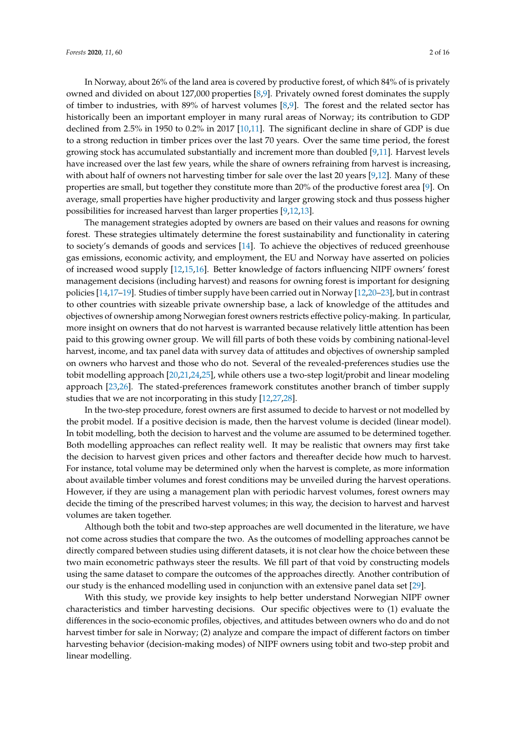In Norway, about 26% of the land area is covered by productive forest, of which 84% of is privately owned and divided on about 127,000 properties [8,9]. Privately owned forest dominates the supply of timber to industries, with 89% of harvest volumes [8,9]. The forest and the related sector has historically been an important employer in many rural areas of Norway; its contribution to GDP declined from 2.5% in 1950 to 0.2% in 2017 [10,11]. The significant decline in share of GDP is due to a strong reduction in timber prices over the last 70 years. Over the same time period, the forest growing stock has accumulated substantially and increment more than doubled [9,11]. Harvest levels have increased over the last few years, while the share of owners refraining from harvest is increasing, with about half of owners not harvesting timber for sale over the last 20 years [9,12]. Many of these properties are small, but together they constitute more than 20% of the productive forest area [9]. On average, small properties have higher productivity and larger growing stock and thus possess higher possibilities for increased harvest than larger properties [9,12,13].

The management strategies adopted by owners are based on their values and reasons for owning forest. These strategies ultimately determine the forest sustainability and functionality in catering to society's demands of goods and services [14]. To achieve the objectives of reduced greenhouse gas emissions, economic activity, and employment, the EU and Norway have asserted on policies of increased wood supply [12,15,16]. Better knowledge of factors influencing NIPF owners' forest management decisions (including harvest) and reasons for owning forest is important for designing policies [14,17–19]. Studies of timber supply have been carried out in Norway [12,20–23], but in contrast to other countries with sizeable private ownership base, a lack of knowledge of the attitudes and objectives of ownership among Norwegian forest owners restricts effective policy-making. In particular, more insight on owners that do not harvest is warranted because relatively little attention has been paid to this growing owner group. We will fill parts of both these voids by combining national-level harvest, income, and tax panel data with survey data of attitudes and objectives of ownership sampled on owners who harvest and those who do not. Several of the revealed-preferences studies use the tobit modelling approach [20,21,24,25], while others use a two-step logit/probit and linear modeling approach [23,26]. The stated-preferences framework constitutes another branch of timber supply studies that we are not incorporating in this study [12,27,28].

In the two-step procedure, forest owners are first assumed to decide to harvest or not modelled by the probit model. If a positive decision is made, then the harvest volume is decided (linear model). In tobit modelling, both the decision to harvest and the volume are assumed to be determined together. Both modelling approaches can reflect reality well. It may be realistic that owners may first take the decision to harvest given prices and other factors and thereafter decide how much to harvest. For instance, total volume may be determined only when the harvest is complete, as more information about available timber volumes and forest conditions may be unveiled during the harvest operations. However, if they are using a management plan with periodic harvest volumes, forest owners may decide the timing of the prescribed harvest volumes; in this way, the decision to harvest and harvest volumes are taken together.

Although both the tobit and two-step approaches are well documented in the literature, we have not come across studies that compare the two. As the outcomes of modelling approaches cannot be directly compared between studies using different datasets, it is not clear how the choice between these two main econometric pathways steer the results. We fill part of that void by constructing models using the same dataset to compare the outcomes of the approaches directly. Another contribution of our study is the enhanced modelling used in conjunction with an extensive panel data set [29].

With this study, we provide key insights to help better understand Norwegian NIPF owner characteristics and timber harvesting decisions. Our specific objectives were to (1) evaluate the differences in the socio-economic profiles, objectives, and attitudes between owners who do and do not harvest timber for sale in Norway; (2) analyze and compare the impact of different factors on timber harvesting behavior (decision-making modes) of NIPF owners using tobit and two-step probit and linear modelling.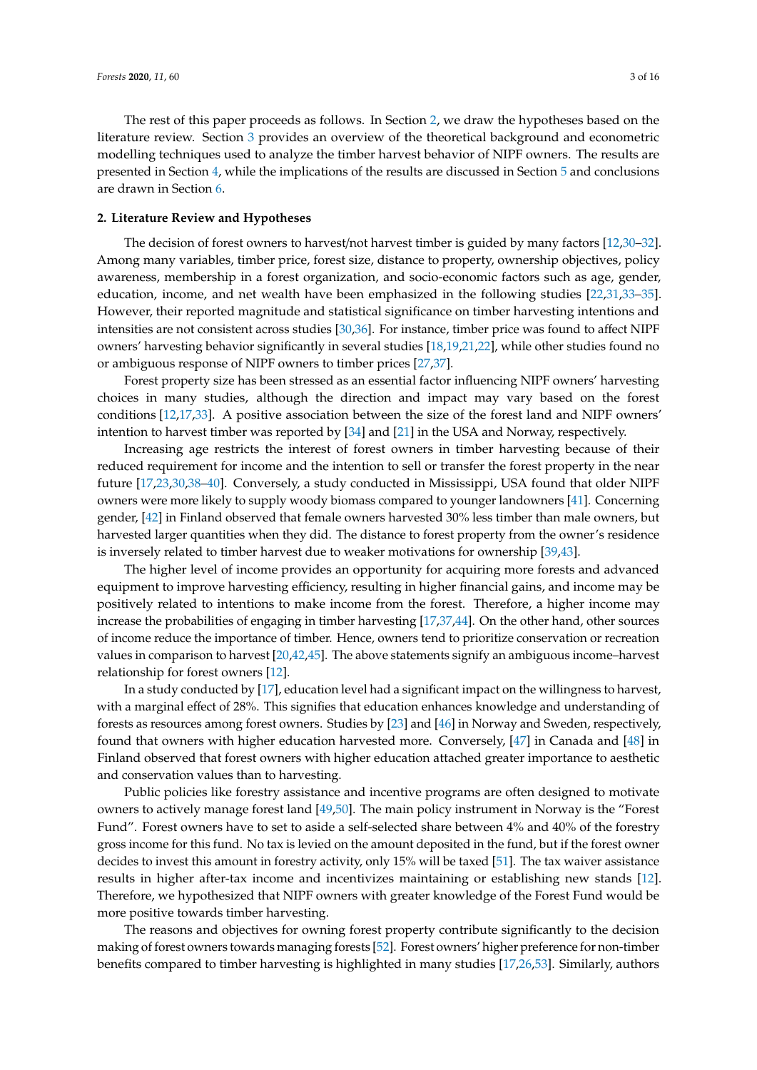The rest of this paper proceeds as follows. In Section 2, we draw the hypotheses based on the literature review. Section 3 provides an overview of the theoretical background and econometric modelling techniques used to analyze the timber harvest behavior of NIPF owners. The results are presented in Section 4, while the implications of the results are discussed in Section 5 and conclusions are drawn in Section 6.

## 2. Literature Review and Hypotheses

The decision of forest owners to harvest/not harvest timber is guided by many factors [12,30–32]. Among many variables, timber price, forest size, distance to property, ownership objectives, policy awareness, membership in a forest organization, and socio-economic factors such as age, gender, education, income, and net wealth have been emphasized in the following studies [22,31,33–35]. However, their reported magnitude and statistical significance on timber harvesting intentions and intensities are not consistent across studies [30,36]. For instance, timber price was found to affect NIPF owners' harvesting behavior significantly in several studies [18,19,21,22], while other studies found no or ambiguous response of NIPF owners to timber prices [27,37].

Forest property size has been stressed as an essential factor influencing NIPF owners' harvesting choices in many studies, although the direction and impact may vary based on the forest conditions [12,17,33]. A positive association between the size of the forest land and NIPF owners' intention to harvest timber was reported by [34] and [21] in the USA and Norway, respectively.

Increasing age restricts the interest of forest owners in timber harvesting because of their reduced requirement for income and the intention to sell or transfer the forest property in the near future [17,23,30,38–40]. Conversely, a study conducted in Mississippi, USA found that older NIPF owners were more likely to supply woody biomass compared to younger landowners [41]. Concerning gender, [42] in Finland observed that female owners harvested 30% less timber than male owners, but harvested larger quantities when they did. The distance to forest property from the owner's residence is inversely related to timber harvest due to weaker motivations for ownership [39,43].

The higher level of income provides an opportunity for acquiring more forests and advanced equipment to improve harvesting efficiency, resulting in higher financial gains, and income may be positively related to intentions to make income from the forest. Therefore, a higher income may increase the probabilities of engaging in timber harvesting [17,37,44]. On the other hand, other sources of income reduce the importance of timber. Hence, owners tend to prioritize conservation or recreation values in comparison to harvest [20,42,45]. The above statements signify an ambiguous income–harvest relationship for forest owners [12].

In a study conducted by [17], education level had a significant impact on the willingness to harvest, with a marginal effect of 28%. This signifies that education enhances knowledge and understanding of forests as resources among forest owners. Studies by [23] and [46] in Norway and Sweden, respectively, found that owners with higher education harvested more. Conversely, [47] in Canada and [48] in Finland observed that forest owners with higher education attached greater importance to aesthetic and conservation values than to harvesting.

Public policies like forestry assistance and incentive programs are often designed to motivate owners to actively manage forest land [49,50]. The main policy instrument in Norway is the "Forest Fund". Forest owners have to set to aside a self-selected share between 4% and 40% of the forestry gross income for this fund. No tax is levied on the amount deposited in the fund, but if the forest owner decides to invest this amount in forestry activity, only 15% will be taxed [51]. The tax waiver assistance results in higher after-tax income and incentivizes maintaining or establishing new stands [12]. Therefore, we hypothesized that NIPF owners with greater knowledge of the Forest Fund would be more positive towards timber harvesting.

The reasons and objectives for owning forest property contribute significantly to the decision making of forest owners towards managing forests [52]. Forest owners' higher preference for non-timber benefits compared to timber harvesting is highlighted in many studies [17,26,53]. Similarly, authors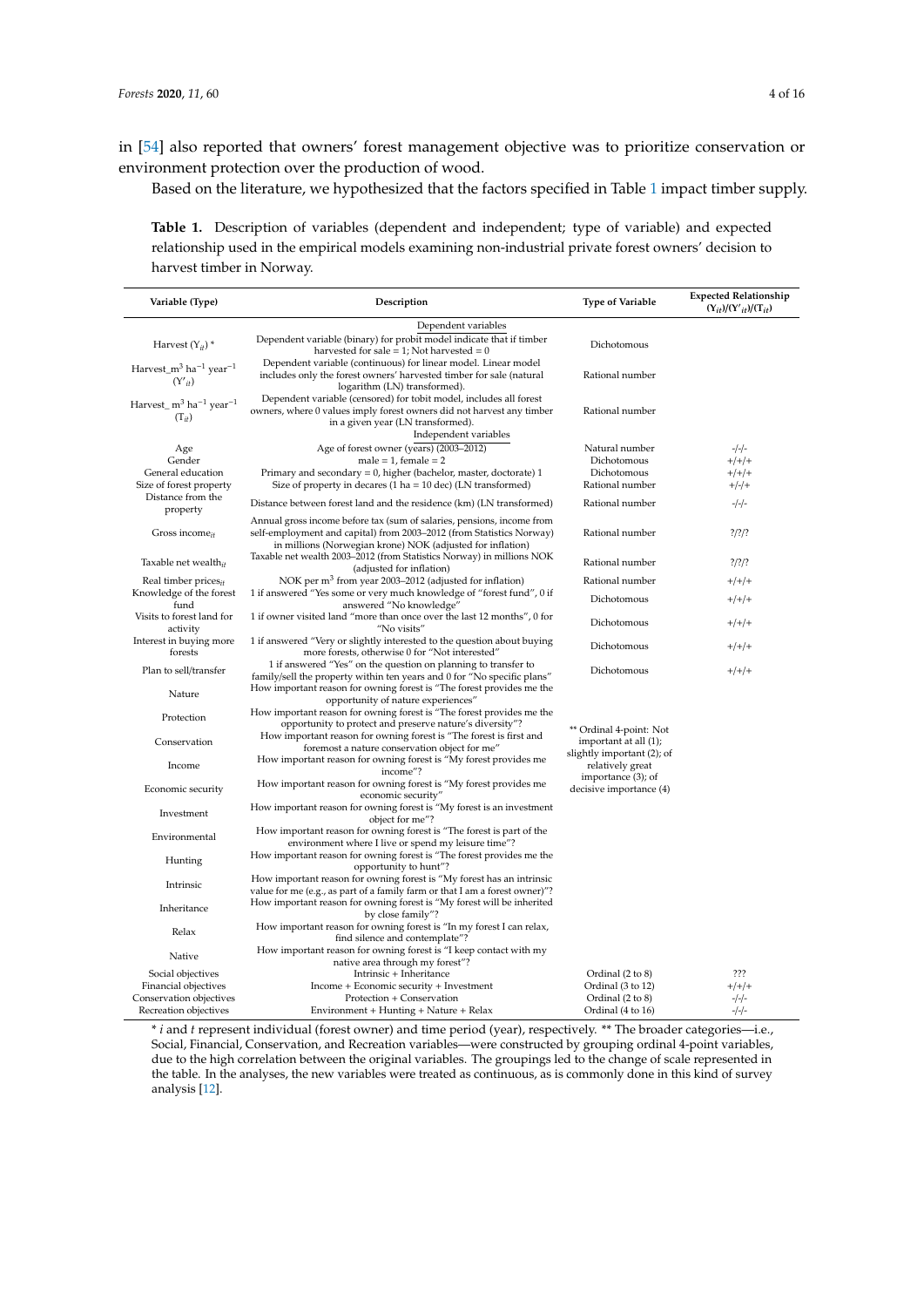in [54] also reported that owners' forest management objective was to prioritize conservation or environment protection over the production of wood.

Based on the literature, we hypothesized that the factors specified in Table 1 impact timber supply.

**Table 1.** Description of variables (dependent and independent; type of variable) and expected relationship used in the empirical models examining non-industrial private forest owners' decision to harvest timber in Norway.

| Variable (Type) | Description | Type of Variable | Expected Relationship $(Y_{it})/(Y'_{it})/(T_{it})$ |
|---|---|---|---|
| | Dependent variables | | |
| Harvest ($Y_{it}$) * | Dependent variable (binary) for probit model indicate that if timber harvested for sale = 1; Not harvested = 0 | Dichotomous | |
| Harvest_m$^3$ ha$^{-1}$ year$^{-1}$ ($Y'_{it}$) | Dependent variable (continuous) for linear model. Linear model includes only the forest owners' harvested timber for sale (natural logarithm (LN) transformed). | Rational number | |
| Harvest_ m$^3$ ha$^{-1}$ year$^{-1}$ ($T_{it}$) | Dependent variable (censored) for tobit model, includes all forest owners, where 0 values imply forest owners did not harvest any timber in a given year (LN transformed). | Rational number | |
| | Independent variables | | |
| Age | Age of forest owner (years) (2003–2012) | Natural number | -/-/- |
| Gender | male = 1, female = 2 | Dichotomous | +/+/+ |
| General education | Primary and secondary = 0, higher (bachelor, master, doctorate) 1 | Dichotomous | +/+/+ |
| Size of forest property | Size of property in decares (1 ha = 10 dec) (LN transformed) | Rational number | +/-/+ |
| Distance from the property | Distance between forest land and the residence (km) (LN transformed) | Rational number | -/-/- |
| Gross income$_{it}$ | Annual gross income before tax (sum of salaries, pensions, income from self-employment and capital) from 2003–2012 (from Statistics Norway) in millions (Norwegian krone) NOK (adjusted for inflation) | Rational number | ?/?/? |
| Taxable net wealth$_{it}$ | Taxable net wealth 2003–2012 (from Statistics Norway) in millions NOK (adjusted for inflation) | Rational number | ?/?/? |
| Real timber prices$_{it}$ | NOK per m$^3$ from year 2003–2012 (adjusted for inflation) | Rational number | +/+/+ |
| Knowledge of the forest fund | 1 if answered "Yes some or very much knowledge of "forest fund", 0 if answered "No knowledge" | Dichotomous | +/+/+ |
| Visits to forest land for activity | 1 if owner visited land "more than once over the last 12 months", 0 for "No visits" | Dichotomous | +/+/+ |
| Interest in buying more forests | 1 if answered "Very or slightly interested to the question about buying more forests, otherwise 0 for "Not interested" | Dichotomous | +/+/+ |
| Plan to sell/transfer | 1 if answered "Yes" on the question on planning to transfer to family/sell the property within ten years and 0 for "No specific plans" | Dichotomous | +/+/+ |
| Nature | How important reason for owning forest is "The forest provides me the opportunity of nature experiences" | ** Ordinal 4-point: Not important at all (1); slightly important (2); of relatively great importance (3); of decisive importance (4) | |
| Protection | How important reason for owning forest is "The forest provides me the opportunity to protect and preserve nature's diversity"? | | |
| Conservation | How important reason for owning forest is "The forest is first and foremost a nature conservation object for me" | | |
| Income | How important reason for owning forest is "My forest provides me income"? | | |
| Economic security | How important reason for owning forest is "My forest provides me economic security" | | |
| Investment | How important reason for owning forest is "My forest is an investment object for me"? | | |
| Environmental | How important reason for owning forest is "The forest is part of the environment where I live or spend my leisure time"? | | |
| Hunting | How important reason for owning forest is "The forest provides me the opportunity to hunt"? | | |
| Intrinsic | How important reason for owning forest is "My forest has an intrinsic value for me (e.g., as part of a family farm or that I am a forest owner)"? | | |
| Inheritance | How important reason for owning forest is "My forest will be inherited by close family"? | | |
| Relax | How important reason for owning forest is "In my forest I can relax, find silence and contemplate"? | | |
| Native | How important reason for owning forest is "I keep contact with my native area through my forest"? | | |
| Social objectives | Intrinsic + Inheritance | Ordinal (2 to 8) | ??? |
| Financial objectives | Income + Economic security + Investment | Ordinal (3 to 12) | +/+/+ |
| Conservation objectives | Protection + Conservation | Ordinal (2 to 8) | -/-/- |
| Recreation objectives | Environment + Hunting + Nature + Relax | Ordinal (4 to 16) | -/-/- |

* $i$ and $t$ represent individual (forest owner) and time period (year), respectively. ** The broader categories—i.e., Social, Financial, Conservation, and Recreation variables—were constructed by grouping ordinal 4-point variables, due to the high correlation between the original variables. The groupings led to the change of scale represented in the table. In the analyses, the new variables were treated as continuous, as is commonly done in this kind of survey analysis [12].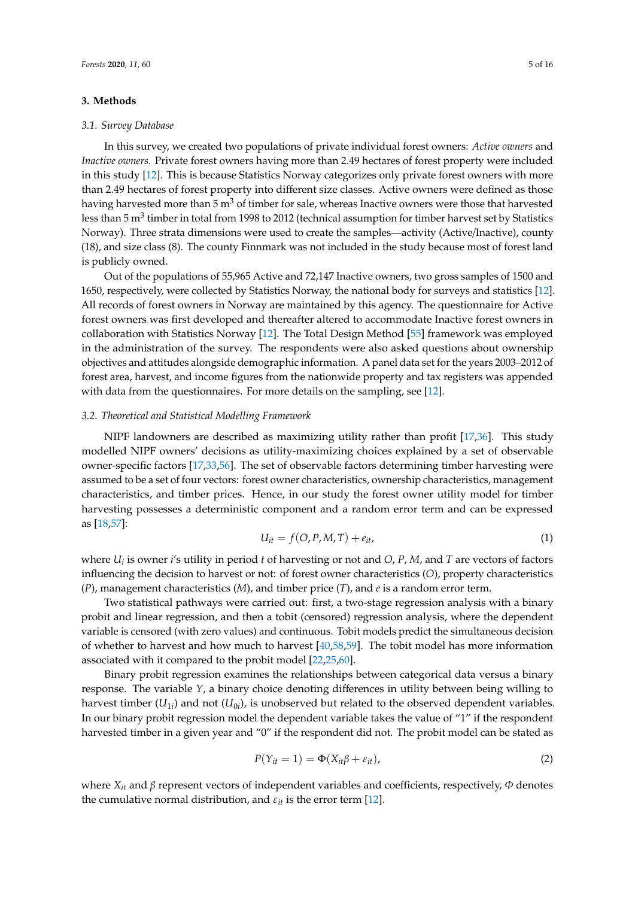## 3. Methods

### 3.1. Survey Database

In this survey, we created two populations of private individual forest owners: *Active owners* and *Inactive owners*. Private forest owners having more than 2.49 hectares of forest property were included in this study [12]. This is because Statistics Norway categorizes only private forest owners with more than 2.49 hectares of forest property into different size classes. Active owners were defined as those having harvested more than 5 $m^3$ of timber for sale, whereas Inactive owners were those that harvested less than 5 $m^3$ timber in total from 1998 to 2012 (technical assumption for timber harvest set by Statistics Norway). Three strata dimensions were used to create the samples—activity (Active/Inactive), county (18), and size class (8). The county Finnmark was not included in the study because most of forest land is publicly owned.

Out of the populations of 55,965 Active and 72,147 Inactive owners, two gross samples of 1500 and 1650, respectively, were collected by Statistics Norway, the national body for surveys and statistics [12]. All records of forest owners in Norway are maintained by this agency. The questionnaire for Active forest owners was first developed and thereafter altered to accommodate Inactive forest owners in collaboration with Statistics Norway [12]. The Total Design Method [55] framework was employed in the administration of the survey. The respondents were also asked questions about ownership objectives and attitudes alongside demographic information. A panel data set for the years 2003–2012 of forest area, harvest, and income figures from the nationwide property and tax registers was appended with data from the questionnaires. For more details on the sampling, see [12].

### 3.2. Theoretical and Statistical Modelling Framework

NIPF landowners are described as maximizing utility rather than profit [17,36]. This study modelled NIPF owners' decisions as utility-maximizing choices explained by a set of observable owner-specific factors [17,33,56]. The set of observable factors determining timber harvesting were assumed to be a set of four vectors: forest owner characteristics, ownership characteristics, management characteristics, and timber prices. Hence, in our study the forest owner utility model for timber harvesting possesses a deterministic component and a random error term and can be expressed as [18,57]:

$$U_{it} = f(O, P, M, T) + e_{it}, \tag{1}$$

where $U_i$ is owner $i$'s utility in period $t$ of harvesting or not and $O$, $P$, $M$, and $T$ are vectors of factors influencing the decision to harvest or not: of forest owner characteristics ($O$), property characteristics ($P$), management characteristics ($M$), and timber price ($T$), and $e$ is a random error term.

Two statistical pathways were carried out: first, a two-stage regression analysis with a binary probit and linear regression, and then a tobit (censored) regression analysis, where the dependent variable is censored (with zero values) and continuous. Tobit models predict the simultaneous decision of whether to harvest and how much to harvest [40,58,59]. The tobit model has more information associated with it compared to the probit model [22,25,60].

Binary probit regression examines the relationships between categorical data versus a binary response. The variable $Y$, a binary choice denoting differences in utility between being willing to harvest timber ($U_{1i}$) and not ($U_{0i}$), is unobserved but related to the observed dependent variables. In our binary probit regression model the dependent variable takes the value of "1" if the respondent harvested timber in a given year and "0" if the respondent did not. The probit model can be stated as

$$P(Y_{it} = 1) = \Phi(X_{it}\beta + \varepsilon_{it}), \tag{2}$$

where $X_{it}$ and $\beta$ represent vectors of independent variables and coefficients, respectively, $\Phi$ denotes the cumulative normal distribution, and $\varepsilon_{it}$ is the error term [12].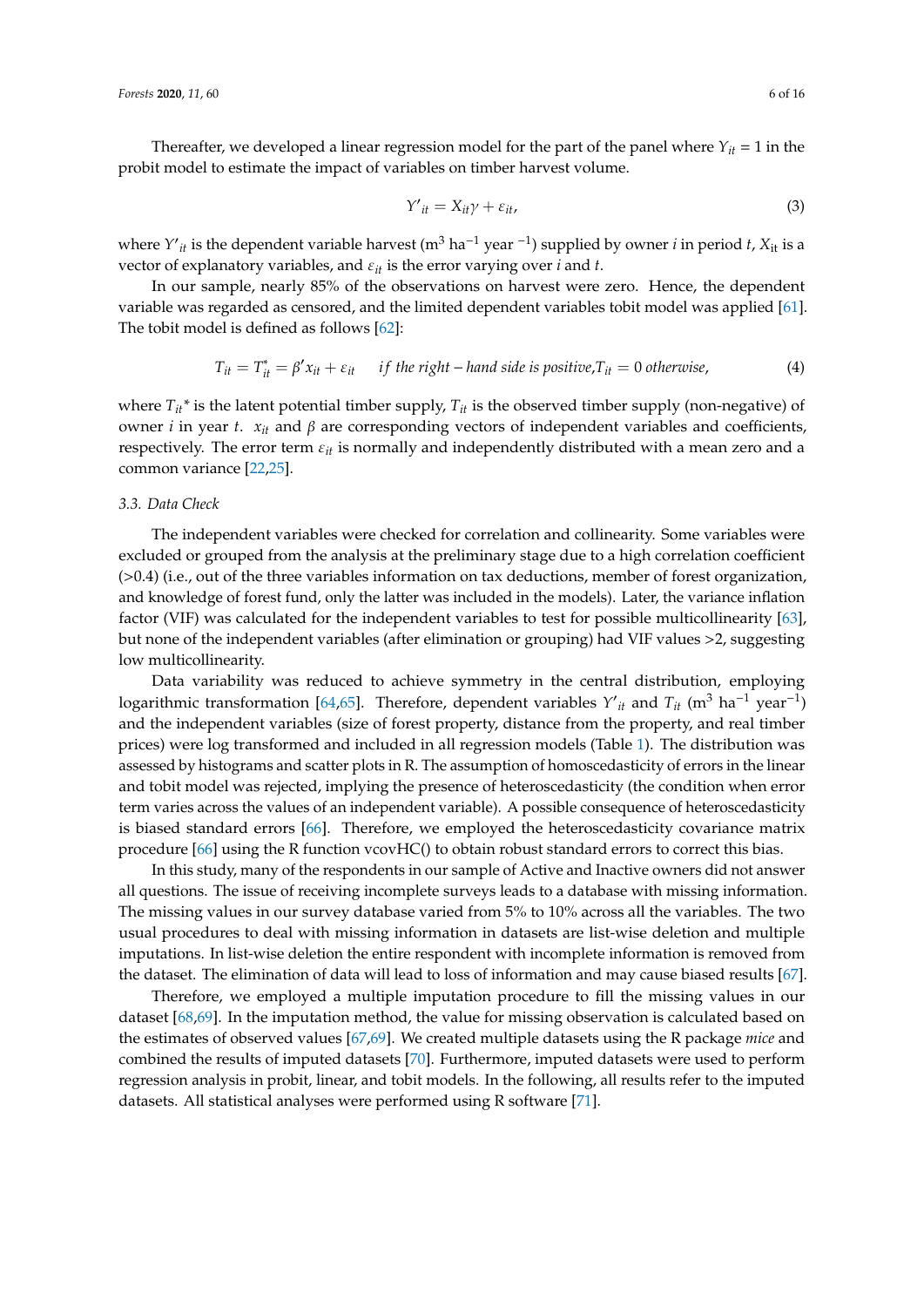Thereafter, we developed a linear regression model for the part of the panel where $Y_{it}$ = 1 in the probit model to estimate the impact of variables on timber harvest volume.

$$Y'_{it} = X_{it}\gamma + \varepsilon_{it}, \tag{3}$$

where $Y'_{it}$ is the dependent variable harvest (m$^3$ ha$^{-1}$ year $^{-1}$) supplied by owner $i$ in period $t$, $X_{it}$ is a vector of explanatory variables, and $\varepsilon_{it}$ is the error varying over $i$ and $t$.

In our sample, nearly 85% of the observations on harvest were zero. Hence, the dependent variable was regarded as censored, and the limited dependent variables tobit model was applied [61]. The tobit model is defined as follows [62]:

$$T_{it} = T^*_{it} = \beta' x_{it} + \varepsilon_{it} \quad if\ the\ right-hand\ side\ is\ positive, T_{it} = 0\ otherwise, \tag{4}$$

where $T_{it}$* is the latent potential timber supply, $T_{it}$ is the observed timber supply (non-negative) of owner $i$ in year $t$. $x_{it}$ and $\beta$ are corresponding vectors of independent variables and coefficients, respectively. The error term $\varepsilon_{it}$ is normally and independently distributed with a mean zero and a common variance [22,25].

### 3.3. Data Check

The independent variables were checked for correlation and collinearity. Some variables were excluded or grouped from the analysis at the preliminary stage due to a high correlation coefficient (>0.4) (i.e., out of the three variables information on tax deductions, member of forest organization, and knowledge of forest fund, only the latter was included in the models). Later, the variance inflation factor (VIF) was calculated for the independent variables to test for possible multicollinearity [63], but none of the independent variables (after elimination or grouping) had VIF values >2, suggesting low multicollinearity.

Data variability was reduced to achieve symmetry in the central distribution, employing logarithmic transformation [64,65]. Therefore, dependent variables $Y'_{it}$ and $T_{it}$ (m$^3$ ha$^{-1}$ year$^{-1}$) and the independent variables (size of forest property, distance from the property, and real timber prices) were log transformed and included in all regression models (Table 1). The distribution was assessed by histograms and scatter plots in R. The assumption of homoscedasticity of errors in the linear and tobit model was rejected, implying the presence of heteroscedasticity (the condition when error term varies across the values of an independent variable). A possible consequence of heteroscedasticity is biased standard errors [66]. Therefore, we employed the heteroscedasticity covariance matrix procedure [66] using the R function vcovHC() to obtain robust standard errors to correct this bias.

In this study, many of the respondents in our sample of Active and Inactive owners did not answer all questions. The issue of receiving incomplete surveys leads to a database with missing information. The missing values in our survey database varied from 5% to 10% across all the variables. The two usual procedures to deal with missing information in datasets are list-wise deletion and multiple imputations. In list-wise deletion the entire respondent with incomplete information is removed from the dataset. The elimination of data will lead to loss of information and may cause biased results [67].

Therefore, we employed a multiple imputation procedure to fill the missing values in our dataset [68,69]. In the imputation method, the value for missing observation is calculated based on the estimates of observed values [67,69]. We created multiple datasets using the R package *mice* and combined the results of imputed datasets [70]. Furthermore, imputed datasets were used to perform regression analysis in probit, linear, and tobit models. In the following, all results refer to the imputed datasets. All statistical analyses were performed using R software [71].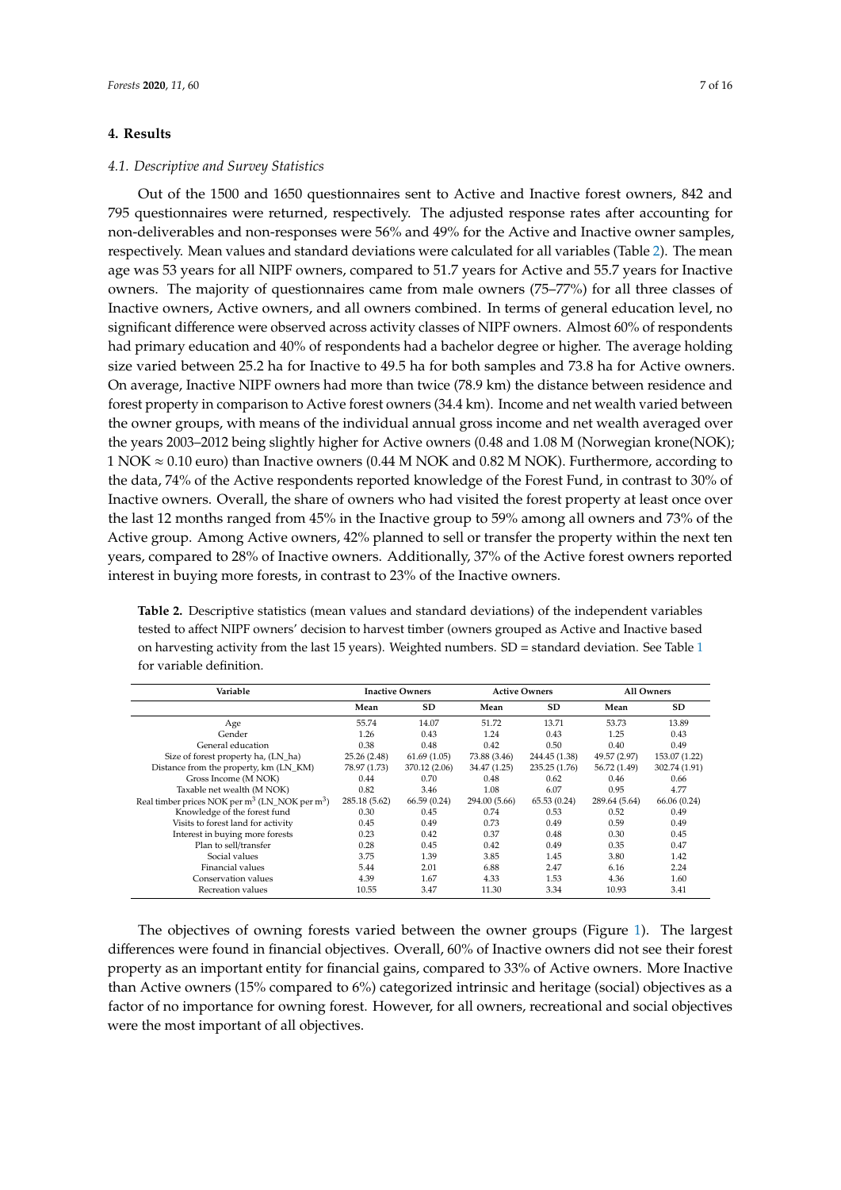## 4. Results

### 4.1. Descriptive and Survey Statistics

Out of the 1500 and 1650 questionnaires sent to Active and Inactive forest owners, 842 and 795 questionnaires were returned, respectively. The adjusted response rates after accounting for non-deliverables and non-responses were 56% and 49% for the Active and Inactive owner samples, respectively. Mean values and standard deviations were calculated for all variables (Table 2). The mean age was 53 years for all NIPF owners, compared to 51.7 years for Active and 55.7 years for Inactive owners. The majority of questionnaires came from male owners (75–77%) for all three classes of Inactive owners, Active owners, and all owners combined. In terms of general education level, no significant difference were observed across activity classes of NIPF owners. Almost 60% of respondents had primary education and 40% of respondents had a bachelor degree or higher. The average holding size varied between 25.2 ha for Inactive to 49.5 ha for both samples and 73.8 ha for Active owners. On average, Inactive NIPF owners had more than twice (78.9 km) the distance between residence and forest property in comparison to Active forest owners (34.4 km). Income and net wealth varied between the owner groups, with means of the individual annual gross income and net wealth averaged over the years 2003–2012 being slightly higher for Active owners (0.48 and 1.08 M (Norwegian krone(NOK); 1 NOK ≈ 0.10 euro) than Inactive owners (0.44 M NOK and 0.82 M NOK). Furthermore, according to the data, 74% of the Active respondents reported knowledge of the Forest Fund, in contrast to 30% of Inactive owners. Overall, the share of owners who had visited the forest property at least once over the last 12 months ranged from 45% in the Inactive group to 59% among all owners and 73% of the Active group. Among Active owners, 42% planned to sell or transfer the property within the next ten years, compared to 28% of Inactive owners. Additionally, 37% of the Active forest owners reported interest in buying more forests, in contrast to 23% of the Inactive owners.

**Table 2.** Descriptive statistics (mean values and standard deviations) of the independent variables tested to affect NIPF owners' decision to harvest timber (owners grouped as Active and Inactive based on harvesting activity from the last 15 years). Weighted numbers. SD = standard deviation. See Table 1 for variable definition.

| Variable | Inactive Owners | | Active Owners | | All Owners | |
|---|---|---|---|---|---|---|
| | Mean | SD | Mean | SD | Mean | SD |
| Age | 55.74 | 14.07 | 51.72 | 13.71 | 53.73 | 13.89 |
| Gender | 1.26 | 0.43 | 1.24 | 0.43 | 1.25 | 0.43 |
| General education | 0.38 | 0.48 | 0.42 | 0.50 | 0.40 | 0.49 |
| Size of forest property ha, (LN_ha) | 25.26 (2.48) | 61.69 (1.05) | 73.88 (3.46) | 244.45 (1.38) | 49.57 (2.97) | 153.07 (1.22) |
| Distance from the property, km (LN_KM) | 78.97 (1.73) | 370.12 (2.06) | 34.47 (1.25) | 235.25 (1.76) | 56.72 (1.49) | 302.74 (1.91) |
| Gross Income (M NOK) | 0.44 | 0.70 | 0.48 | 0.62 | 0.46 | 0.66 |
| Taxable net wealth (M NOK) | 0.82 | 3.46 | 1.08 | 6.07 | 0.95 | 4.77 |
| Real timber prices NOK per $m^3$ (LN_NOK per $m^3$) | 285.18 (5.62) | 66.59 (0.24) | 294.00 (5.66) | 65.53 (0.24) | 289.64 (5.64) | 66.06 (0.24) |
| Knowledge of the forest fund | 0.30 | 0.45 | 0.74 | 0.53 | 0.52 | 0.49 |
| Visits to forest land for activity | 0.45 | 0.49 | 0.73 | 0.49 | 0.59 | 0.49 |
| Interest in buying more forests | 0.23 | 0.42 | 0.37 | 0.48 | 0.30 | 0.45 |
| Plan to sell/transfer | 0.28 | 0.45 | 0.42 | 0.49 | 0.35 | 0.47 |
| Social values | 3.75 | 1.39 | 3.85 | 1.45 | 3.80 | 1.42 |
| Financial values | 5.44 | 2.01 | 6.88 | 2.47 | 6.16 | 2.24 |
| Conservation values | 4.39 | 1.67 | 4.33 | 1.53 | 4.36 | 1.60 |
| Recreation values | 10.55 | 3.47 | 11.30 | 3.34 | 10.93 | 3.41 |

The objectives of owning forests varied between the owner groups (Figure 1). The largest differences were found in financial objectives. Overall, 60% of Inactive owners did not see their forest property as an important entity for financial gains, compared to 33% of Active owners. More Inactive than Active owners (15% compared to 6%) categorized intrinsic and heritage (social) objectives as a factor of no importance for owning forest. However, for all owners, recreational and social objectives were the most important of all objectives.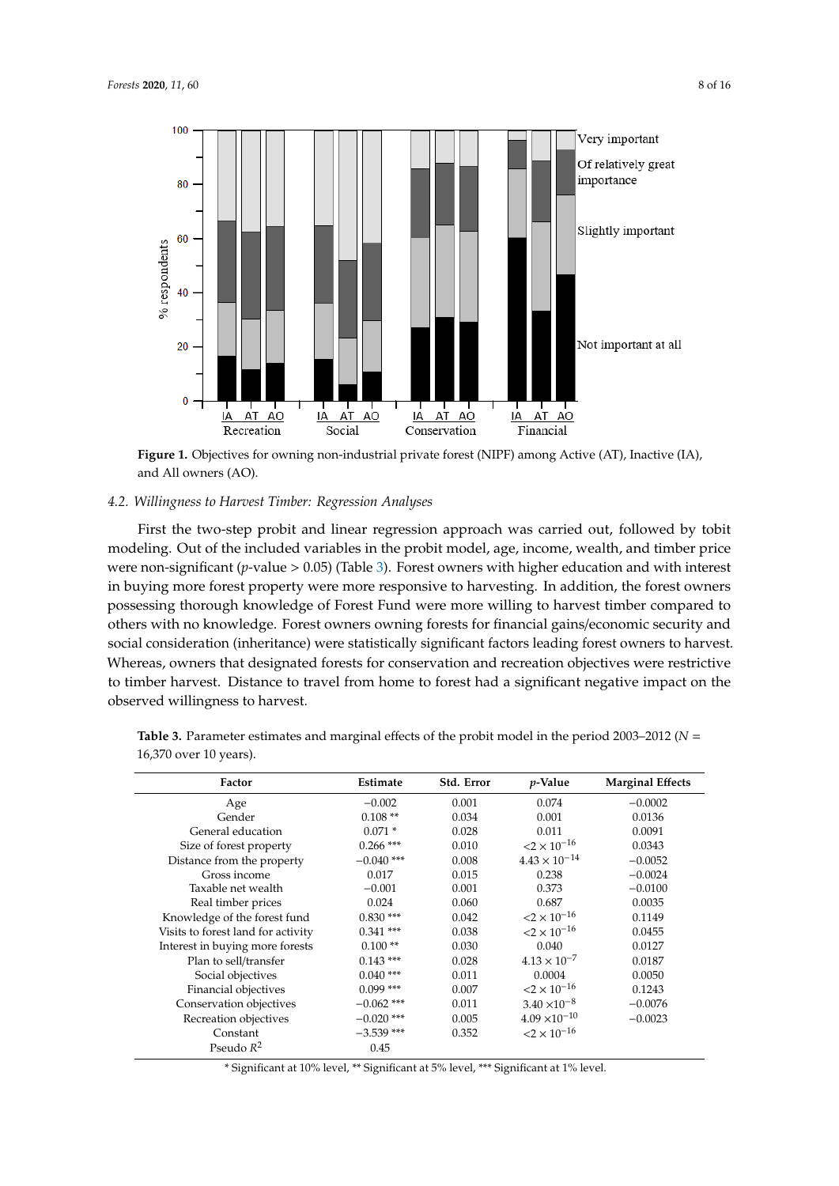**Figure 1.** Objectives for owning non-industrial private forest (NIPF) among Active (AT), Inactive (IA), and All owners (AO).

### 4.2. Willingness to Harvest Timber: Regression Analyses

First the two-step probit and linear regression approach was carried out, followed by tobit modeling. Out of the included variables in the probit model, age, income, wealth, and timber price were non-significant ($p$-value > 0.05) (Table 3). Forest owners with higher education and with interest in buying more forest property were more responsive to harvesting. In addition, the forest owners possessing thorough knowledge of Forest Fund were more willing to harvest timber compared to others with no knowledge. Forest owners owning forests for financial gains/economic security and social consideration (inheritance) were statistically significant factors leading forest owners to harvest. Whereas, owners that designated forests for conservation and recreation objectives were restrictive to timber harvest. Distance to travel from home to forest had a significant negative impact on the observed willingness to harvest.

**Table 3.** Parameter estimates and marginal effects of the probit model in the period 2003–2012 ($N$ = 16,370 over 10 years).

| Factor | Estimate | Std. Error | $p$-Value | Marginal Effects |
|---|---|---|---|---|
| Age | −0.002 | 0.001 | 0.074 | −0.0002 |
| Gender | 0.108 ** | 0.034 | 0.001 | 0.0136 |
| General education | 0.071 * | 0.028 | 0.011 | 0.0091 |
| Size of forest property | 0.266 *** | 0.010 | $<2 \times 10^{-16}$ | 0.0343 |
| Distance from the property | −0.040 *** | 0.008 | $4.43 \times 10^{-14}$ | −0.0052 |
| Gross income | 0.017 | 0.015 | 0.238 | −0.0024 |
| Taxable net wealth | −0.001 | 0.001 | 0.373 | −0.0100 |
| Real timber prices | 0.024 | 0.060 | 0.687 | 0.0035 |
| Knowledge of the forest fund | 0.830 *** | 0.042 | $<2 \times 10^{-16}$ | 0.1149 |
| Visits to forest land for activity | 0.341 *** | 0.038 | $<2 \times 10^{-16}$ | 0.0455 |
| Interest in buying more forests | 0.100 ** | 0.030 | 0.040 | 0.0127 |
| Plan to sell/transfer | 0.143 *** | 0.028 | $4.13 \times 10^{-7}$ | 0.0187 |
| Social objectives | 0.040 *** | 0.011 | 0.0004 | 0.0050 |
| Financial objectives | 0.099 *** | 0.007 | $<2 \times 10^{-16}$ | 0.1243 |
| Conservation objectives | −0.062 *** | 0.011 | $3.40 \times 10^{-8}$ | −0.0076 |
| Recreation objectives | −0.020 *** | 0.005 | $4.09 \times 10^{-10}$ | −0.0023 |
| Constant | −3.539 *** | 0.352 | $<2 \times 10^{-16}$ | |
| Pseudo $R^2$ | 0.45 | | | |

* Significant at 10% level, ** Significant at 5% level, *** Significant at 1% level.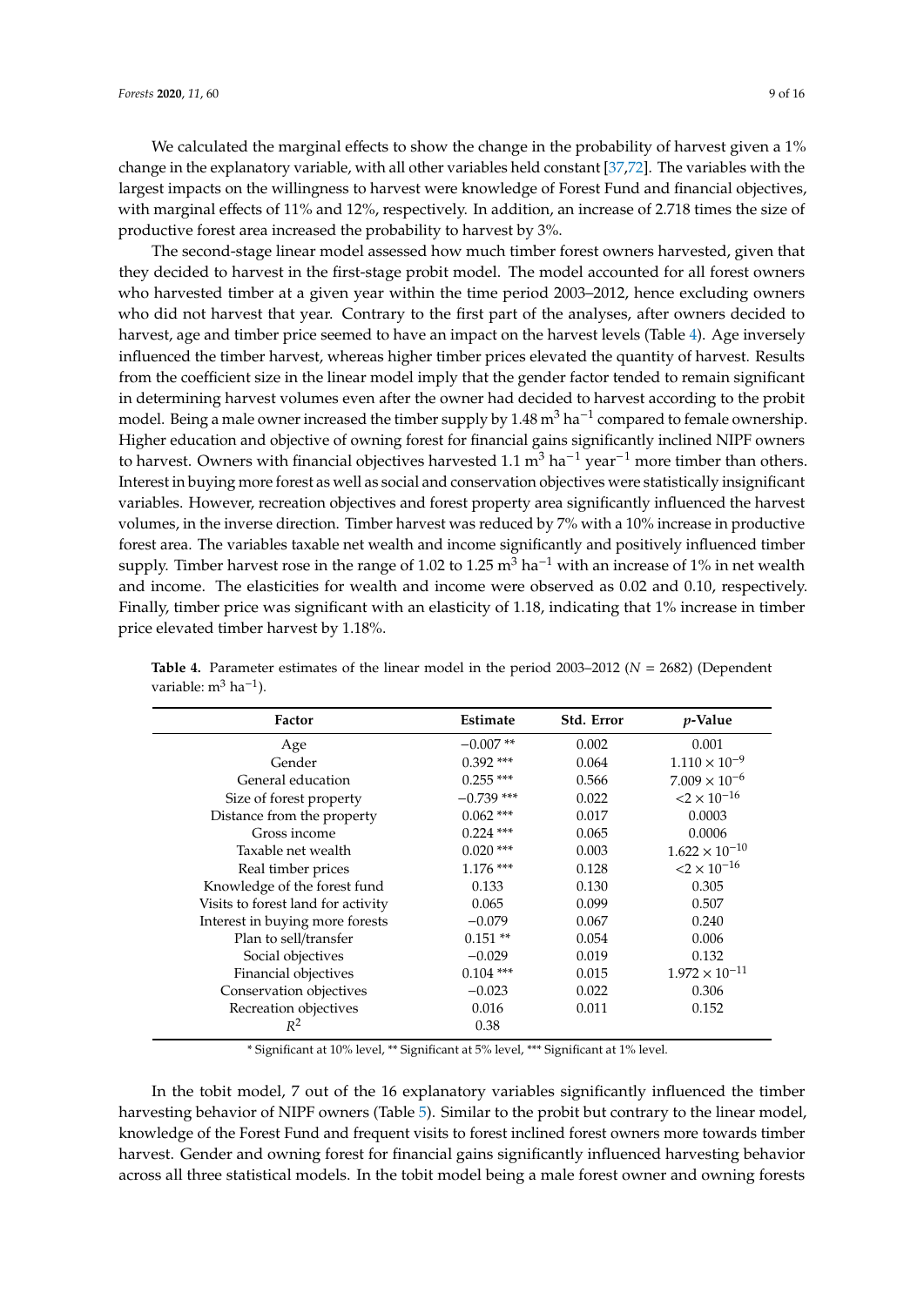We calculated the marginal effects to show the change in the probability of harvest given a 1% change in the explanatory variable, with all other variables held constant [37,72]. The variables with the largest impacts on the willingness to harvest were knowledge of Forest Fund and financial objectives, with marginal effects of 11% and 12%, respectively. In addition, an increase of 2.718 times the size of productive forest area increased the probability to harvest by 3%.

The second-stage linear model assessed how much timber forest owners harvested, given that they decided to harvest in the first-stage probit model. The model accounted for all forest owners who harvested timber at a given year within the time period 2003–2012, hence excluding owners who did not harvest that year. Contrary to the first part of the analyses, after owners decided to harvest, age and timber price seemed to have an impact on the harvest levels (Table 4). Age inversely influenced the timber harvest, whereas higher timber prices elevated the quantity of harvest. Results from the coefficient size in the linear model imply that the gender factor tended to remain significant in determining harvest volumes even after the owner had decided to harvest according to the probit model. Being a male owner increased the timber supply by 1.48 $m^3$ $ha^{-1}$ compared to female ownership. Higher education and objective of owning forest for financial gains significantly inclined NIPF owners to harvest. Owners with financial objectives harvested 1.1 $m^3$ $ha^{-1}$ $year^{-1}$ more timber than others. Interest in buying more forest as well as social and conservation objectives were statistically insignificant variables. However, recreation objectives and forest property area significantly influenced the harvest volumes, in the inverse direction. Timber harvest was reduced by 7% with a 10% increase in productive forest area. The variables taxable net wealth and income significantly and positively influenced timber supply. Timber harvest rose in the range of 1.02 to 1.25 $m^3$ $ha^{-1}$ with an increase of 1% in net wealth and income. The elasticities for wealth and income were observed as 0.02 and 0.10, respectively. Finally, timber price was significant with an elasticity of 1.18, indicating that 1% increase in timber price elevated timber harvest by 1.18%.

**Table 4.** Parameter estimates of the linear model in the period 2003–2012 ($N$ = 2682) (Dependent variable: $m^3$ $ha^{-1}$).

| Factor | Estimate | Std. Error | $p$-Value |
|---|---|---|---|
| Age | −0.007 ** | 0.002 | 0.001 |
| Gender | 0.392 *** | 0.064 | $1.110 \times 10^{-9}$ |
| General education | 0.255 *** | 0.566 | $7.009 \times 10^{-6}$ |
| Size of forest property | −0.739 *** | 0.022 | $<2 \times 10^{-16}$ |
| Distance from the property | 0.062 *** | 0.017 | 0.0003 |
| Gross income | 0.224 *** | 0.065 | 0.0006 |
| Taxable net wealth | 0.020 *** | 0.003 | $1.622 \times 10^{-10}$ |
| Real timber prices | 1.176 *** | 0.128 | $<2 \times 10^{-16}$ |
| Knowledge of the forest fund | 0.133 | 0.130 | 0.305 |
| Visits to forest land for activity | 0.065 | 0.099 | 0.507 |
| Interest in buying more forests | −0.079 | 0.067 | 0.240 |
| Plan to sell/transfer | 0.151 ** | 0.054 | 0.006 |
| Social objectives | −0.029 | 0.019 | 0.132 |
| Financial objectives | 0.104 *** | 0.015 | $1.972 \times 10^{-11}$ |
| Conservation objectives | −0.023 | 0.022 | 0.306 |
| Recreation objectives | 0.016 | 0.011 | 0.152 |
| $R^2$ | 0.38 | | |

* Significant at 10% level, ** Significant at 5% level, *** Significant at 1% level.

In the tobit model, 7 out of the 16 explanatory variables significantly influenced the timber harvesting behavior of NIPF owners (Table 5). Similar to the probit but contrary to the linear model, knowledge of the Forest Fund and frequent visits to forest inclined forest owners more towards timber harvest. Gender and owning forest for financial gains significantly influenced harvesting behavior across all three statistical models. In the tobit model being a male forest owner and owning forests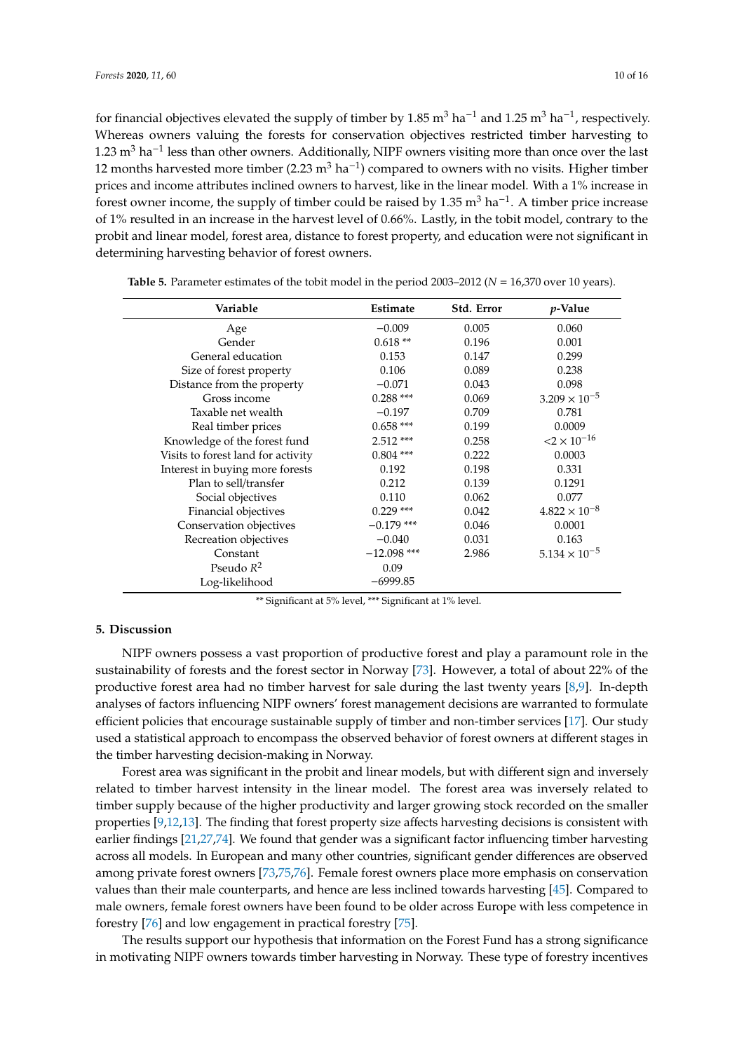for financial objectives elevated the supply of timber by 1.85 $m^3$ $ha^{-1}$ and 1.25 $m^3$ $ha^{-1}$, respectively. Whereas owners valuing the forests for conservation objectives restricted timber harvesting to 1.23 $m^3$ $ha^{-1}$ less than other owners. Additionally, NIPF owners visiting more than once over the last 12 months harvested more timber (2.23 $m^3$ $ha^{-1}$) compared to owners with no visits. Higher timber prices and income attributes inclined owners to harvest, like in the linear model. With a 1% increase in forest owner income, the supply of timber could be raised by 1.35 $m^3$ $ha^{-1}$. A timber price increase of 1% resulted in an increase in the harvest level of 0.66%. Lastly, in the tobit model, contrary to the probit and linear model, forest area, distance to forest property, and education were not significant in determining harvesting behavior of forest owners.

**Table 5.** Parameter estimates of the tobit model in the period 2003–2012 (*N* = 16,370 over 10 years).

| Variable | Estimate | Std. Error | *p*-Value |
|---|---|---|---|
| Age | −0.009 | 0.005 | 0.060 |
| Gender | 0.618 ** | 0.196 | 0.001 |
| General education | 0.153 | 0.147 | 0.299 |
| Size of forest property | 0.106 | 0.089 | 0.238 |
| Distance from the property | −0.071 | 0.043 | 0.098 |
| Gross income | 0.288 *** | 0.069 | $3.209 \times 10^{-5}$ |
| Taxable net wealth | −0.197 | 0.709 | 0.781 |
| Real timber prices | 0.658 *** | 0.199 | 0.0009 |
| Knowledge of the forest fund | 2.512 *** | 0.258 | $<2 \times 10^{-16}$ |
| Visits to forest land for activity | 0.804 *** | 0.222 | 0.0003 |
| Interest in buying more forests | 0.192 | 0.198 | 0.331 |
| Plan to sell/transfer | 0.212 | 0.139 | 0.1291 |
| Social objectives | 0.110 | 0.062 | 0.077 |
| Financial objectives | 0.229 *** | 0.042 | $4.822 \times 10^{-8}$ |
| Conservation objectives | −0.179 *** | 0.046 | 0.0001 |
| Recreation objectives | −0.040 | 0.031 | 0.163 |
| Constant | −12.098 *** | 2.986 | $5.134 \times 10^{-5}$ |
| Pseudo $R^2$ | 0.09 | | |
| Log-likelihood | −6999.85 | | |

** Significant at 5% level, *** Significant at 1% level.

## 5. Discussion

NIPF owners possess a vast proportion of productive forest and play a paramount role in the sustainability of forests and the forest sector in Norway [73]. However, a total of about 22% of the productive forest area had no timber harvest for sale during the last twenty years [8,9]. In-depth analyses of factors influencing NIPF owners' forest management decisions are warranted to formulate efficient policies that encourage sustainable supply of timber and non-timber services [17]. Our study used a statistical approach to encompass the observed behavior of forest owners at different stages in the timber harvesting decision-making in Norway.

Forest area was significant in the probit and linear models, but with different sign and inversely related to timber harvest intensity in the linear model. The forest area was inversely related to timber supply because of the higher productivity and larger growing stock recorded on the smaller properties [9,12,13]. The finding that forest property size affects harvesting decisions is consistent with earlier findings [21,27,74]. We found that gender was a significant factor influencing timber harvesting across all models. In European and many other countries, significant gender differences are observed among private forest owners [73,75,76]. Female forest owners place more emphasis on conservation values than their male counterparts, and hence are less inclined towards harvesting [45]. Compared to male owners, female forest owners have been found to be older across Europe with less competence in forestry [76] and low engagement in practical forestry [75].

The results support our hypothesis that information on the Forest Fund has a strong significance in motivating NIPF owners towards timber harvesting in Norway. These type of forestry incentives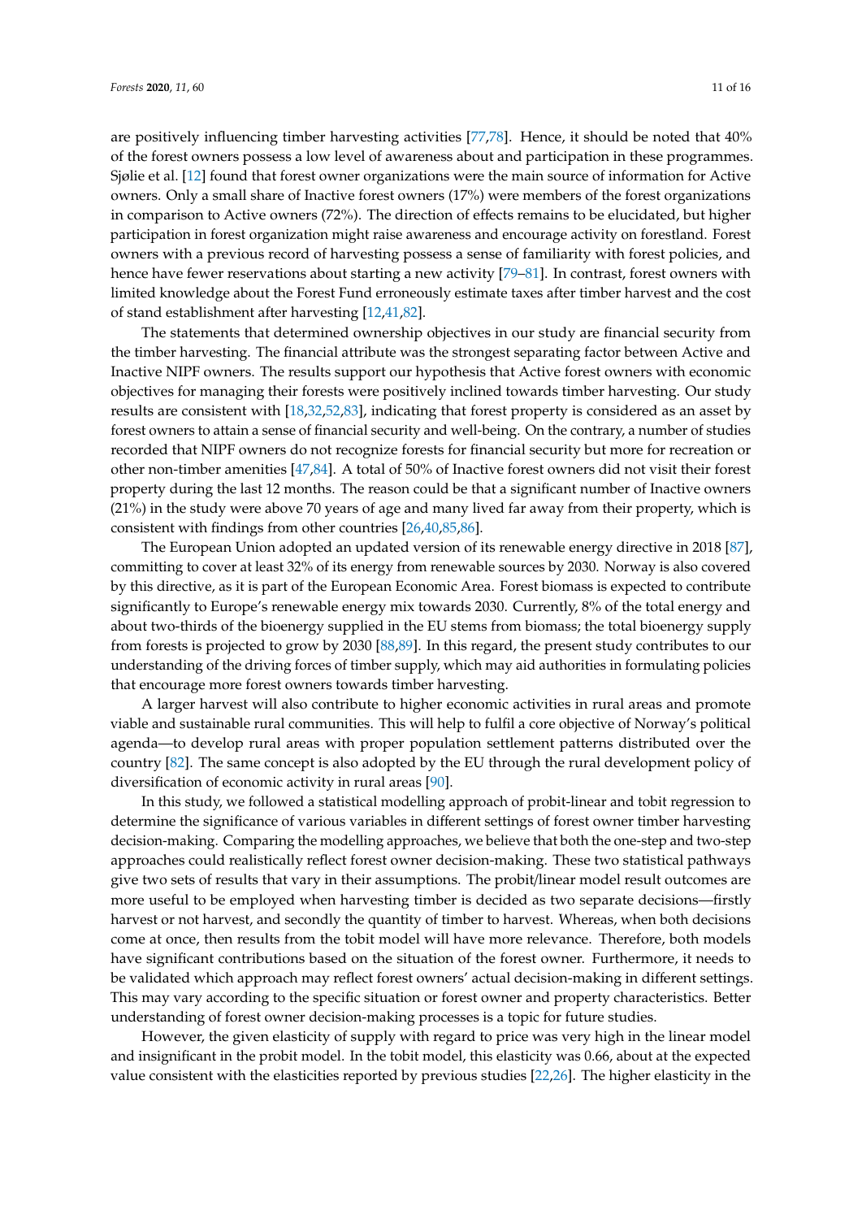are positively influencing timber harvesting activities [77,78]. Hence, it should be noted that 40% of the forest owners possess a low level of awareness about and participation in these programmes. Sjølie et al. [12] found that forest owner organizations were the main source of information for Active owners. Only a small share of Inactive forest owners (17%) were members of the forest organizations in comparison to Active owners (72%). The direction of effects remains to be elucidated, but higher participation in forest organization might raise awareness and encourage activity on forestland. Forest owners with a previous record of harvesting possess a sense of familiarity with forest policies, and hence have fewer reservations about starting a new activity [79–81]. In contrast, forest owners with limited knowledge about the Forest Fund erroneously estimate taxes after timber harvest and the cost of stand establishment after harvesting [12,41,82].

The statements that determined ownership objectives in our study are financial security from the timber harvesting. The financial attribute was the strongest separating factor between Active and Inactive NIPF owners. The results support our hypothesis that Active forest owners with economic objectives for managing their forests were positively inclined towards timber harvesting. Our study results are consistent with [18,32,52,83], indicating that forest property is considered as an asset by forest owners to attain a sense of financial security and well-being. On the contrary, a number of studies recorded that NIPF owners do not recognize forests for financial security but more for recreation or other non-timber amenities [47,84]. A total of 50% of Inactive forest owners did not visit their forest property during the last 12 months. The reason could be that a significant number of Inactive owners (21%) in the study were above 70 years of age and many lived far away from their property, which is consistent with findings from other countries [26,40,85,86].

The European Union adopted an updated version of its renewable energy directive in 2018 [87], committing to cover at least 32% of its energy from renewable sources by 2030. Norway is also covered by this directive, as it is part of the European Economic Area. Forest biomass is expected to contribute significantly to Europe's renewable energy mix towards 2030. Currently, 8% of the total energy and about two-thirds of the bioenergy supplied in the EU stems from biomass; the total bioenergy supply from forests is projected to grow by 2030 [88,89]. In this regard, the present study contributes to our understanding of the driving forces of timber supply, which may aid authorities in formulating policies that encourage more forest owners towards timber harvesting.

A larger harvest will also contribute to higher economic activities in rural areas and promote viable and sustainable rural communities. This will help to fulfil a core objective of Norway's political agenda—to develop rural areas with proper population settlement patterns distributed over the country [82]. The same concept is also adopted by the EU through the rural development policy of diversification of economic activity in rural areas [90].

In this study, we followed a statistical modelling approach of probit-linear and tobit regression to determine the significance of various variables in different settings of forest owner timber harvesting decision-making. Comparing the modelling approaches, we believe that both the one-step and two-step approaches could realistically reflect forest owner decision-making. These two statistical pathways give two sets of results that vary in their assumptions. The probit/linear model result outcomes are more useful to be employed when harvesting timber is decided as two separate decisions—firstly harvest or not harvest, and secondly the quantity of timber to harvest. Whereas, when both decisions come at once, then results from the tobit model will have more relevance. Therefore, both models have significant contributions based on the situation of the forest owner. Furthermore, it needs to be validated which approach may reflect forest owners' actual decision-making in different settings. This may vary according to the specific situation or forest owner and property characteristics. Better understanding of forest owner decision-making processes is a topic for future studies.

However, the given elasticity of supply with regard to price was very high in the linear model and insignificant in the probit model. In the tobit model, this elasticity was 0.66, about at the expected value consistent with the elasticities reported by previous studies [22,26]. The higher elasticity in the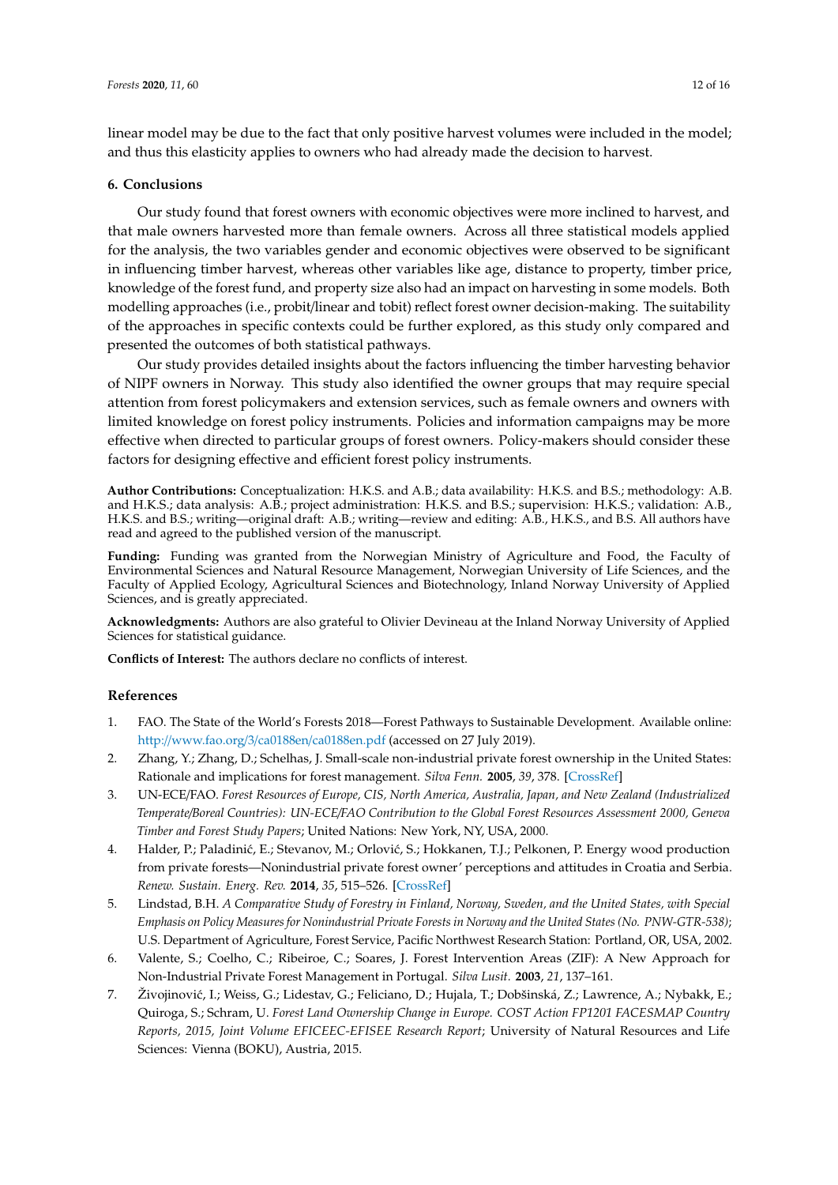linear model may be due to the fact that only positive harvest volumes were included in the model; and thus this elasticity applies to owners who had already made the decision to harvest.

## 6. Conclusions

Our study found that forest owners with economic objectives were more inclined to harvest, and that male owners harvested more than female owners. Across all three statistical models applied for the analysis, the two variables gender and economic objectives were observed to be significant in influencing timber harvest, whereas other variables like age, distance to property, timber price, knowledge of the forest fund, and property size also had an impact on harvesting in some models. Both modelling approaches (i.e., probit/linear and tobit) reflect forest owner decision-making. The suitability of the approaches in specific contexts could be further explored, as this study only compared and presented the outcomes of both statistical pathways.

Our study provides detailed insights about the factors influencing the timber harvesting behavior of NIPF owners in Norway. This study also identified the owner groups that may require special attention from forest policymakers and extension services, such as female owners and owners with limited knowledge on forest policy instruments. Policies and information campaigns may be more effective when directed to particular groups of forest owners. Policy-makers should consider these factors for designing effective and efficient forest policy instruments.

**Author Contributions:** Conceptualization: H.K.S. and A.B.; data availability: H.K.S. and B.S.; methodology: A.B. and H.K.S.; data analysis: A.B.; project administration: H.K.S. and B.S.; supervision: H.K.S.; validation: A.B., H.K.S. and B.S.; writing—original draft: A.B.; writing—review and editing: A.B., H.K.S., and B.S. All authors have read and agreed to the published version of the manuscript.

**Funding:** Funding was granted from the Norwegian Ministry of Agriculture and Food, the Faculty of Environmental Sciences and Natural Resource Management, Norwegian University of Life Sciences, and the Faculty of Applied Ecology, Agricultural Sciences and Biotechnology, Inland Norway University of Applied Sciences, and is greatly appreciated.

**Acknowledgments:** Authors are also grateful to Olivier Devineau at the Inland Norway University of Applied Sciences for statistical guidance.

**Conflicts of Interest:** The authors declare no conflicts of interest.

## References

1. FAO. The State of the World's Forests 2018—Forest Pathways to Sustainable Development. Available online: http://www.fao.org/3/ca0188en/ca0188en.pdf (accessed on 27 July 2019).
2. Zhang, Y.; Zhang, D.; Schelhas, J. Small-scale non-industrial private forest ownership in the United States: Rationale and implications for forest management. *Silva Fenn.* **2005**, *39*, 378. [CrossRef]
3. UN-ECE/FAO. *Forest Resources of Europe, CIS, North America, Australia, Japan, and New Zealand (Industrialized Temperate/Boreal Countries): UN-ECE/FAO Contribution to the Global Forest Resources Assessment 2000, Geneva Timber and Forest Study Papers*; United Nations: New York, NY, USA, 2000.
4. Halder, P.; Paladinić, E.; Stevanov, M.; Orlović, S.; Hokkanen, T.J.; Pelkonen, P. Energy wood production from private forests—Nonindustrial private forest owner' perceptions and attitudes in Croatia and Serbia. *Renew. Sustain. Energ. Rev.* **2014**, *35*, 515–526. [CrossRef]
5. Lindstad, B.H. *A Comparative Study of Forestry in Finland, Norway, Sweden, and the United States, with Special Emphasis on Policy Measures for Nonindustrial Private Forests in Norway and the United States (No. PNW-GTR-538)*; U.S. Department of Agriculture, Forest Service, Pacific Northwest Research Station: Portland, OR, USA, 2002.
6. Valente, S.; Coelho, C.; Ribeiroe, C.; Soares, J. Forest Intervention Areas (ZIF): A New Approach for Non-Industrial Private Forest Management in Portugal. *Silva Lusit.* **2003**, *21*, 137–161.
7. Živojinović, I.; Weiss, G.; Lidestav, G.; Feliciano, D.; Hujala, T.; Dobšinská, Z.; Lawrence, A.; Nybakk, E.; Quiroga, S.; Schram, U. *Forest Land Ownership Change in Europe. COST Action FP1201 FACESMAP Country Reports, 2015, Joint Volume EFICEEC-EFISEE Research Report*; University of Natural Resources and Life Sciences: Vienna (BOKU), Austria, 2015.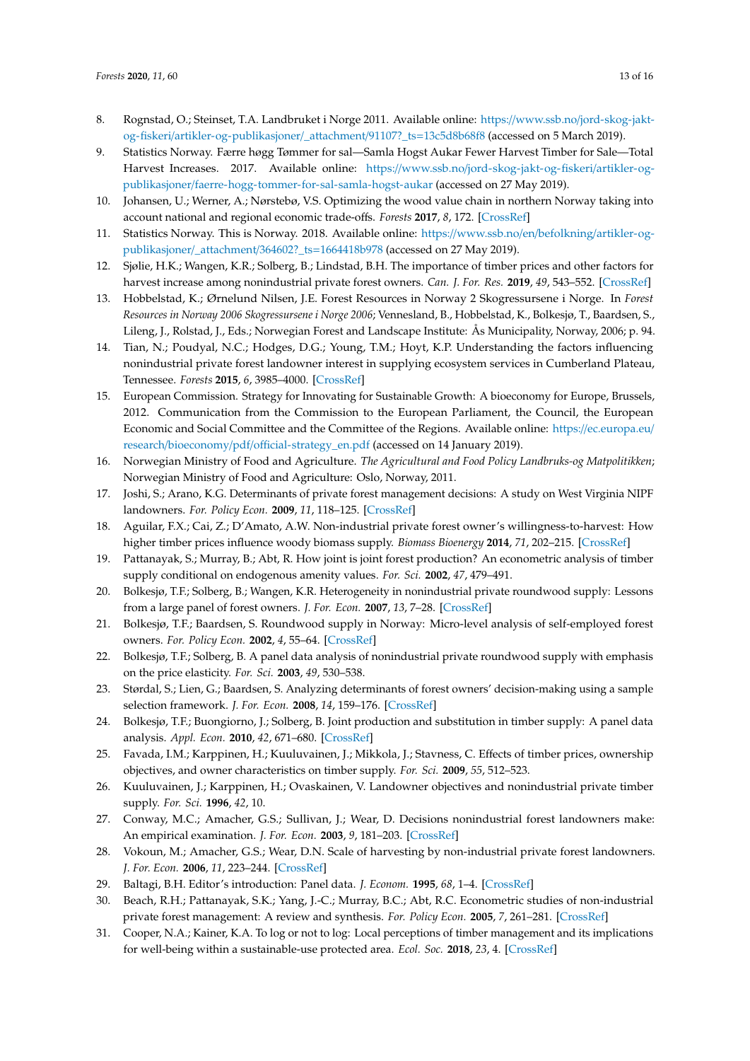8. Rognstad, O.; Steinset, T.A. Landbruket i Norge 2011. Available online: https://www.ssb.no/jord-skog-jakt-og-fiskeri/artikler-og-publikasjoner/_attachment/91107?_ts=13c5d8b68f8 (accessed on 5 March 2019).
9. Statistics Norway. Færre høgg Tømmer for sal—Samla Hogst Aukar Fewer Harvest Timber for Sale—Total Harvest Increases. 2017. Available online: https://www.ssb.no/jord-skog-jakt-og-fiskeri/artikler-og-publikasjoner/faerre-hogg-tommer-for-sal-samla-hogst-aukar (accessed on 27 May 2019).
10. Johansen, U.; Werner, A.; Nørstebø, V.S. Optimizing the wood value chain in northern Norway taking into account national and regional economic trade-offs. *Forests* **2017**, *8*, 172. [CrossRef]
11. Statistics Norway. This is Norway. 2018. Available online: https://www.ssb.no/en/befolkning/artikler-og-publikasjoner/_attachment/364602?_ts=1664418b978 (accessed on 27 May 2019).
12. Sjølie, H.K.; Wangen, K.R.; Solberg, B.; Lindstad, B.H. The importance of timber prices and other factors for harvest increase among nonindustrial private forest owners. *Can. J. For. Res.* **2019**, *49*, 543–552. [CrossRef]
13. Hobbelstad, K.; Ørnelund Nilsen, J.E. Forest Resources in Norway 2 Skogressursene i Norge. In *Forest Resources in Norway 2006 Skogressursene i Norge 2006*; Vennesland, B., Hobbelstad, K., Bolkesjø, T., Baardsen, S., Lileng, J., Rolstad, J., Eds.; Norwegian Forest and Landscape Institute: Ås Municipality, Norway, 2006; p. 94.
14. Tian, N.; Poudyal, N.C.; Hodges, D.G.; Young, T.M.; Hoyt, K.P. Understanding the factors influencing nonindustrial private forest landowner interest in supplying ecosystem services in Cumberland Plateau, Tennessee. *Forests* **2015**, *6*, 3985–4000. [CrossRef]
15. European Commission. Strategy for Innovating for Sustainable Growth: A bioeconomy for Europe, Brussels, 2012. Communication from the Commission to the European Parliament, the Council, the European Economic and Social Committee and the Committee of the Regions. Available online: https://ec.europa.eu/research/bioeconomy/pdf/official-strategy_en.pdf (accessed on 14 January 2019).
16. Norwegian Ministry of Food and Agriculture. *The Agricultural and Food Policy Landbruks-og Matpolitikken*; Norwegian Ministry of Food and Agriculture: Oslo, Norway, 2011.
17. Joshi, S.; Arano, K.G. Determinants of private forest management decisions: A study on West Virginia NIPF landowners. *For. Policy Econ.* **2009**, *11*, 118–125. [CrossRef]
18. Aguilar, F.X.; Cai, Z.; D'Amato, A.W. Non-industrial private forest owner's willingness-to-harvest: How higher timber prices influence woody biomass supply. *Biomass Bioenergy* **2014**, *71*, 202–215. [CrossRef]
19. Pattanayak, S.; Murray, B.; Abt, R. How joint is joint forest production? An econometric analysis of timber supply conditional on endogenous amenity values. *For. Sci.* **2002**, *47*, 479–491.
20. Bolkesjø, T.F.; Solberg, B.; Wangen, K.R. Heterogeneity in nonindustrial private roundwood supply: Lessons from a large panel of forest owners. *J. For. Econ.* **2007**, *13*, 7–28. [CrossRef]
21. Bolkesjø, T.F.; Baardsen, S. Roundwood supply in Norway: Micro-level analysis of self-employed forest owners. *For. Policy Econ.* **2002**, *4*, 55–64. [CrossRef]
22. Bolkesjø, T.F.; Solberg, B. A panel data analysis of nonindustrial private roundwood supply with emphasis on the price elasticity. *For. Sci.* **2003**, *49*, 530–538.
23. Størdal, S.; Lien, G.; Baardsen, S. Analyzing determinants of forest owners' decision-making using a sample selection framework. *J. For. Econ.* **2008**, *14*, 159–176. [CrossRef]
24. Bolkesjø, T.F.; Buongiorno, J.; Solberg, B. Joint production and substitution in timber supply: A panel data analysis. *Appl. Econ.* **2010**, *42*, 671–680. [CrossRef]
25. Favada, I.M.; Karppinen, H.; Kuuluvainen, J.; Mikkola, J.; Stavness, C. Effects of timber prices, ownership objectives, and owner characteristics on timber supply. *For. Sci.* **2009**, *55*, 512–523.
26. Kuuluvainen, J.; Karppinen, H.; Ovaskainen, V. Landowner objectives and nonindustrial private timber supply. *For. Sci.* **1996**, *42*, 10.
27. Conway, M.C.; Amacher, G.S.; Sullivan, J.; Wear, D. Decisions nonindustrial forest landowners make: An empirical examination. *J. For. Econ.* **2003**, *9*, 181–203. [CrossRef]
28. Vokoun, M.; Amacher, G.S.; Wear, D.N. Scale of harvesting by non-industrial private forest landowners. *J. For. Econ.* **2006**, *11*, 223–244. [CrossRef]
29. Baltagi, B.H. Editor's introduction: Panel data. *J. Econom.* **1995**, *68*, 1–4. [CrossRef]
30. Beach, R.H.; Pattanayak, S.K.; Yang, J.-C.; Murray, B.C.; Abt, R.C. Econometric studies of non-industrial private forest management: A review and synthesis. *For. Policy Econ.* **2005**, *7*, 261–281. [CrossRef]
31. Cooper, N.A.; Kainer, K.A. To log or not to log: Local perceptions of timber management and its implications for well-being within a sustainable-use protected area. *Ecol. Soc.* **2018**, *23*, 4. [CrossRef]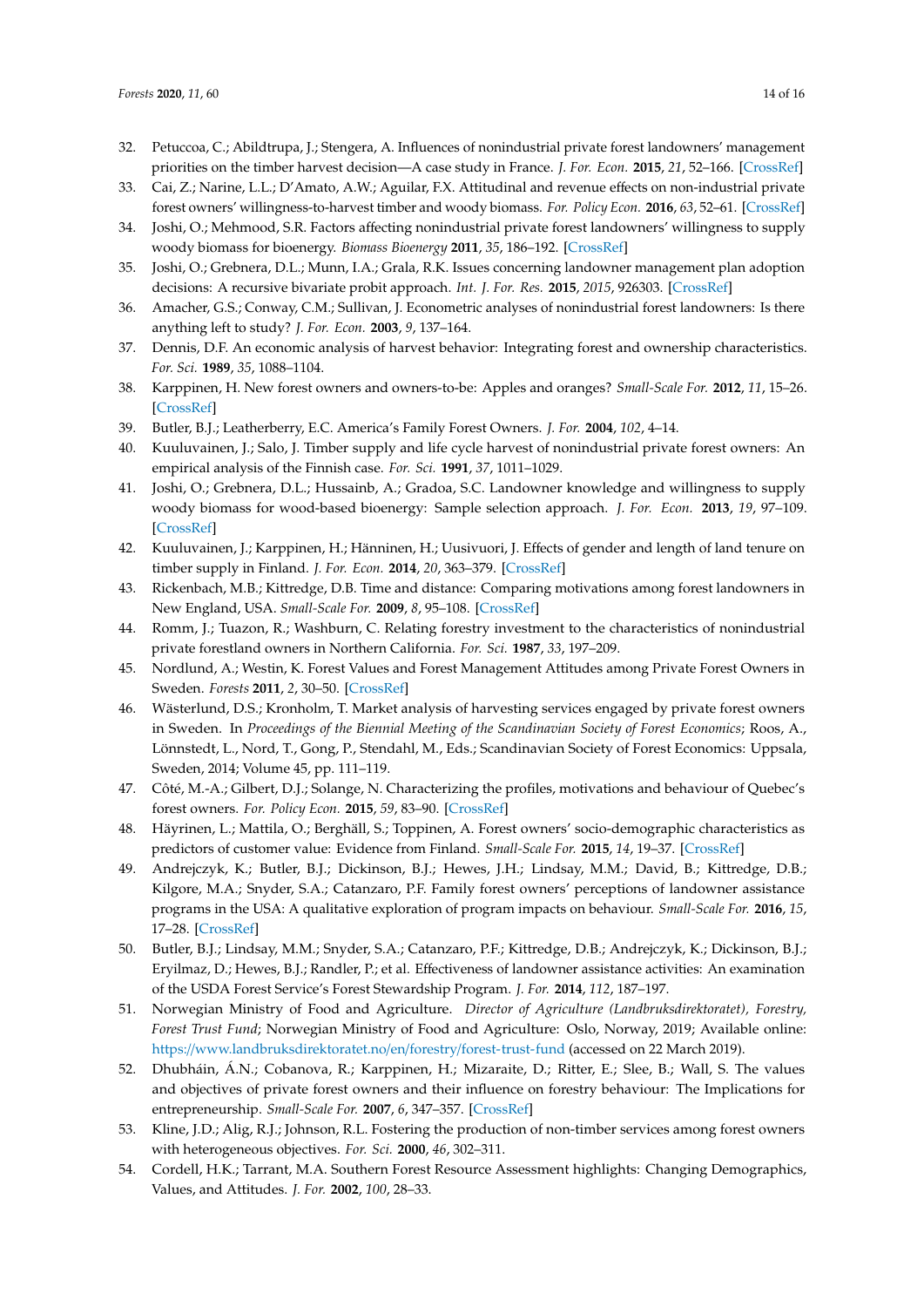32. Petuccoa, C.; Abildtrupa, J.; Stengera, A. Influences of nonindustrial private forest landowners' management priorities on the timber harvest decision—A case study in France. *J. For. Econ.* **2015**, *21*, 52–166. [CrossRef]
33. Cai, Z.; Narine, L.L.; D'Amato, A.W.; Aguilar, F.X. Attitudinal and revenue effects on non-industrial private forest owners' willingness-to-harvest timber and woody biomass. *For. Policy Econ.* **2016**, *63*, 52–61. [CrossRef]
34. Joshi, O.; Mehmood, S.R. Factors affecting nonindustrial private forest landowners' willingness to supply woody biomass for bioenergy. *Biomass Bioenergy* **2011**, *35*, 186–192. [CrossRef]
35. Joshi, O.; Grebnera, D.L.; Munn, I.A.; Grala, R.K. Issues concerning landowner management plan adoption decisions: A recursive bivariate probit approach. *Int. J. For. Res.* **2015**, *2015*, 926303. [CrossRef]
36. Amacher, G.S.; Conway, C.M.; Sullivan, J. Econometric analyses of nonindustrial forest landowners: Is there anything left to study? *J. For. Econ.* **2003**, *9*, 137–164.
37. Dennis, D.F. An economic analysis of harvest behavior: Integrating forest and ownership characteristics. *For. Sci.* **1989**, *35*, 1088–1104.
38. Karppinen, H. New forest owners and owners-to-be: Apples and oranges? *Small-Scale For.* **2012**, *11*, 15–26. [CrossRef]
39. Butler, B.J.; Leatherberry, E.C. America's Family Forest Owners. *J. For.* **2004**, *102*, 4–14.
40. Kuuluvainen, J.; Salo, J. Timber supply and life cycle harvest of nonindustrial private forest owners: An empirical analysis of the Finnish case. *For. Sci.* **1991**, *37*, 1011–1029.
41. Joshi, O.; Grebnera, D.L.; Hussainb, A.; Gradoa, S.C. Landowner knowledge and willingness to supply woody biomass for wood-based bioenergy: Sample selection approach. *J. For. Econ.* **2013**, *19*, 97–109. [CrossRef]
42. Kuuluvainen, J.; Karppinen, H.; Hänninen, H.; Uusivuori, J. Effects of gender and length of land tenure on timber supply in Finland. *J. For. Econ.* **2014**, *20*, 363–379. [CrossRef]
43. Rickenbach, M.B.; Kittredge, D.B. Time and distance: Comparing motivations among forest landowners in New England, USA. *Small-Scale For.* **2009**, *8*, 95–108. [CrossRef]
44. Romm, J.; Tuazon, R.; Washburn, C. Relating forestry investment to the characteristics of nonindustrial private forestland owners in Northern California. *For. Sci.* **1987**, *33*, 197–209.
45. Nordlund, A.; Westin, K. Forest Values and Forest Management Attitudes among Private Forest Owners in Sweden. *Forests* **2011**, *2*, 30–50. [CrossRef]
46. Wästerlund, D.S.; Kronholm, T. Market analysis of harvesting services engaged by private forest owners in Sweden. In *Proceedings of the Biennial Meeting of the Scandinavian Society of Forest Economics*; Roos, A., Lönnstedt, L., Nord, T., Gong, P., Stendahl, M., Eds.; Scandinavian Society of Forest Economics: Uppsala, Sweden, 2014; Volume 45, pp. 111–119.
47. Côté, M.-A.; Gilbert, D.J.; Solange, N. Characterizing the profiles, motivations and behaviour of Quebec's forest owners. *For. Policy Econ.* **2015**, *59*, 83–90. [CrossRef]
48. Häyrinen, L.; Mattila, O.; Berghäll, S.; Toppinen, A. Forest owners' socio-demographic characteristics as predictors of customer value: Evidence from Finland. *Small-Scale For.* **2015**, *14*, 19–37. [CrossRef]
49. Andrejczyk, K.; Butler, B.J.; Dickinson, B.J.; Hewes, J.H.; Lindsay, M.M.; David, B.; Kittredge, D.B.; Kilgore, M.A.; Snyder, S.A.; Catanzaro, P.F. Family forest owners' perceptions of landowner assistance programs in the USA: A qualitative exploration of program impacts on behaviour. *Small-Scale For.* **2016**, *15*, 17–28. [CrossRef]
50. Butler, B.J.; Lindsay, M.M.; Snyder, S.A.; Catanzaro, P.F.; Kittredge, D.B.; Andrejczyk, K.; Dickinson, B.J.; Eryilmaz, D.; Hewes, B.J.; Randler, P.; et al. Effectiveness of landowner assistance activities: An examination of the USDA Forest Service's Forest Stewardship Program. *J. For.* **2014**, *112*, 187–197.
51. Norwegian Ministry of Food and Agriculture. *Director of Agriculture (Landbruksdirektoratet), Forestry, Forest Trust Fund*; Norwegian Ministry of Food and Agriculture: Oslo, Norway, 2019; Available online: https://www.landbruksdirektoratet.no/en/forestry/forest-trust-fund (accessed on 22 March 2019).
52. Dhubháin, Á.N.; Cobanova, R.; Karppinen, H.; Mizaraite, D.; Ritter, E.; Slee, B.; Wall, S. The values and objectives of private forest owners and their influence on forestry behaviour: The Implications for entrepreneurship. *Small-Scale For.* **2007**, *6*, 347–357. [CrossRef]
53. Kline, J.D.; Alig, R.J.; Johnson, R.L. Fostering the production of non-timber services among forest owners with heterogeneous objectives. *For. Sci.* **2000**, *46*, 302–311.
54. Cordell, H.K.; Tarrant, M.A. Southern Forest Resource Assessment highlights: Changing Demographics, Values, and Attitudes. *J. For.* **2002**, *100*, 28–33.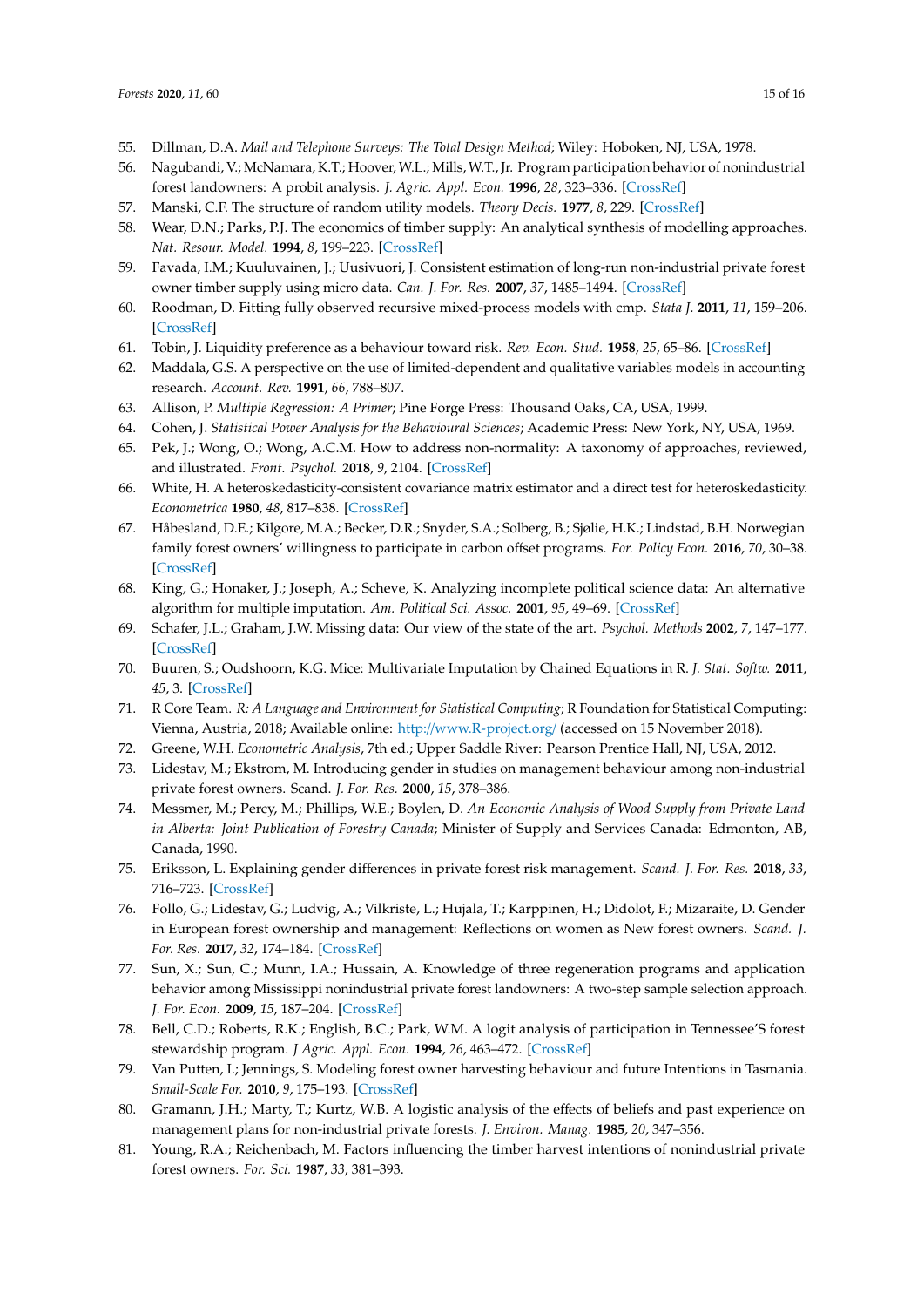55. Dillman, D.A. *Mail and Telephone Surveys: The Total Design Method*; Wiley: Hoboken, NJ, USA, 1978.
56. Nagubandi, V.; McNamara, K.T.; Hoover, W.L.; Mills, W.T., Jr. Program participation behavior of nonindustrial forest landowners: A probit analysis. *J. Agric. Appl. Econ.* **1996**, *28*, 323–336. [CrossRef]
57. Manski, C.F. The structure of random utility models. *Theory Decis.* **1977**, *8*, 229. [CrossRef]
58. Wear, D.N.; Parks, P.J. The economics of timber supply: An analytical synthesis of modelling approaches. *Nat. Resour. Model.* **1994**, *8*, 199–223. [CrossRef]
59. Favada, I.M.; Kuuluvainen, J.; Uusivuori, J. Consistent estimation of long-run non-industrial private forest owner timber supply using micro data. *Can. J. For. Res.* **2007**, *37*, 1485–1494. [CrossRef]
60. Roodman, D. Fitting fully observed recursive mixed-process models with cmp. *Stata J.* **2011**, *11*, 159–206. [CrossRef]
61. Tobin, J. Liquidity preference as a behaviour toward risk. *Rev. Econ. Stud.* **1958**, *25*, 65–86. [CrossRef]
62. Maddala, G.S. A perspective on the use of limited-dependent and qualitative variables models in accounting research. *Account. Rev.* **1991**, *66*, 788–807.
63. Allison, P. *Multiple Regression: A Primer*; Pine Forge Press: Thousand Oaks, CA, USA, 1999.
64. Cohen, J. *Statistical Power Analysis for the Behavioural Sciences*; Academic Press: New York, NY, USA, 1969.
65. Pek, J.; Wong, O.; Wong, A.C.M. How to address non-normality: A taxonomy of approaches, reviewed, and illustrated. *Front. Psychol.* **2018**, *9*, 2104. [CrossRef]
66. White, H. A heteroskedasticity-consistent covariance matrix estimator and a direct test for heteroskedasticity. *Econometrica* **1980**, *48*, 817–838. [CrossRef]
67. Håbesland, D.E.; Kilgore, M.A.; Becker, D.R.; Snyder, S.A.; Solberg, B.; Sjølie, H.K.; Lindstad, B.H. Norwegian family forest owners' willingness to participate in carbon offset programs. *For. Policy Econ.* **2016**, *70*, 30–38. [CrossRef]
68. King, G.; Honaker, J.; Joseph, A.; Scheve, K. Analyzing incomplete political science data: An alternative algorithm for multiple imputation. *Am. Political Sci. Assoc.* **2001**, *95*, 49–69. [CrossRef]
69. Schafer, J.L.; Graham, J.W. Missing data: Our view of the state of the art. *Psychol. Methods* **2002**, *7*, 147–177. [CrossRef]
70. Buuren, S.; Oudshoorn, K.G. Mice: Multivariate Imputation by Chained Equations in R. *J. Stat. Softw.* **2011**, *45*, 3. [CrossRef]
71. R Core Team. *R: A Language and Environment for Statistical Computing*; R Foundation for Statistical Computing: Vienna, Austria, 2018; Available online: http://www.R-project.org/ (accessed on 15 November 2018).
72. Greene, W.H. *Econometric Analysis*, 7th ed.; Upper Saddle River: Pearson Prentice Hall, NJ, USA, 2012.
73. Lidestav, M.; Ekstrom, M. Introducing gender in studies on management behaviour among non-industrial private forest owners. Scand. *J. For. Res.* **2000**, *15*, 378–386.
74. Messmer, M.; Percy, M.; Phillips, W.E.; Boylen, D. *An Economic Analysis of Wood Supply from Private Land in Alberta: Joint Publication of Forestry Canada*; Minister of Supply and Services Canada: Edmonton, AB, Canada, 1990.
75. Eriksson, L. Explaining gender differences in private forest risk management. *Scand. J. For. Res.* **2018**, *33*, 716–723. [CrossRef]
76. Follo, G.; Lidestav, G.; Ludvig, A.; Vilkriste, L.; Hujala, T.; Karppinen, H.; Didolot, F.; Mizaraite, D. Gender in European forest ownership and management: Reflections on women as New forest owners. *Scand. J. For. Res.* **2017**, *32*, 174–184. [CrossRef]
77. Sun, X.; Sun, C.; Munn, I.A.; Hussain, A. Knowledge of three regeneration programs and application behavior among Mississippi nonindustrial private forest landowners: A two-step sample selection approach. *J. For. Econ.* **2009**, *15*, 187–204. [CrossRef]
78. Bell, C.D.; Roberts, R.K.; English, B.C.; Park, W.M. A logit analysis of participation in Tennessee'S forest stewardship program. *J Agric. Appl. Econ.* **1994**, *26*, 463–472. [CrossRef]
79. Van Putten, I.; Jennings, S. Modeling forest owner harvesting behaviour and future Intentions in Tasmania. *Small-Scale For.* **2010**, *9*, 175–193. [CrossRef]
80. Gramann, J.H.; Marty, T.; Kurtz, W.B. A logistic analysis of the effects of beliefs and past experience on management plans for non-industrial private forests. *J. Environ. Manag.* **1985**, *20*, 347–356.
81. Young, R.A.; Reichenbach, M. Factors influencing the timber harvest intentions of nonindustrial private forest owners. *For. Sci.* **1987**, *33*, 381–393.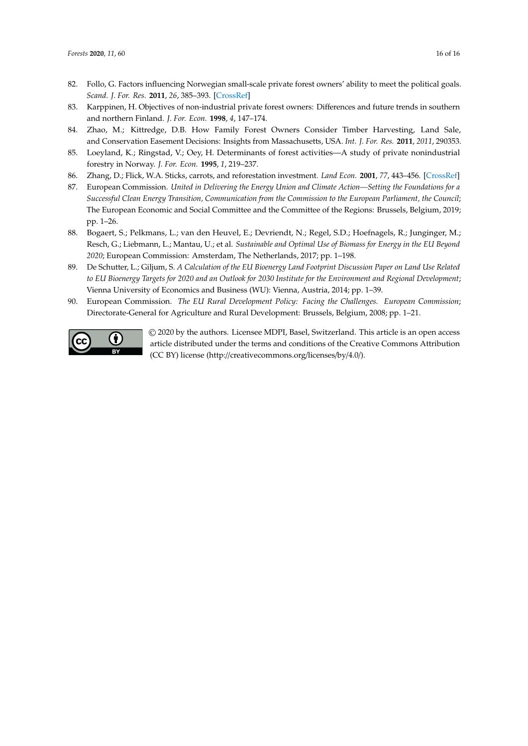82. Follo, G. Factors influencing Norwegian small-scale private forest owners' ability to meet the political goals. *Scand. J. For. Res.* **2011**, *26*, 385–393. [CrossRef]
83. Karppinen, H. Objectives of non-industrial private forest owners: Differences and future trends in southern and northern Finland. *J. For. Econ.* **1998**, *4*, 147–174.
84. Zhao, M.; Kittredge, D.B. How Family Forest Owners Consider Timber Harvesting, Land Sale, and Conservation Easement Decisions: Insights from Massachusetts, USA. *Int. J. For. Res.* **2011**, *2011*, 290353.
85. Loeyland, K.; Ringstad, V.; Oey, H. Determinants of forest activities—A study of private nonindustrial forestry in Norway. *J. For. Econ.* **1995**, *1*, 219–237.
86. Zhang, D.; Flick, W.A. Sticks, carrots, and reforestation investment. *Land Econ.* **2001**, *77*, 443–456. [CrossRef]
87. European Commission. *United in Delivering the Energy Union and Climate Action—Setting the Foundations for a Successful Clean Energy Transition, Communication from the Commission to the European Parliament, the Council*; The European Economic and Social Committee and the Committee of the Regions: Brussels, Belgium, 2019; pp. 1–26.
88. Bogaert, S.; Pelkmans, L.; van den Heuvel, E.; Devriendt, N.; Regel, S.D.; Hoefnagels, R.; Junginger, M.; Resch, G.; Liebmann, L.; Mantau, U.; et al. *Sustainable and Optimal Use of Biomass for Energy in the EU Beyond 2020*; European Commission: Amsterdam, The Netherlands, 2017; pp. 1–198.
89. De Schutter, L.; Giljum, S. *A Calculation of the EU Bioenergy Land Footprint Discussion Paper on Land Use Related to EU Bioenergy Targets for 2020 and an Outlook for 2030 Institute for the Environment and Regional Development*; Vienna University of Economics and Business (WU): Vienna, Austria, 2014; pp. 1–39.
90. European Commission. *The EU Rural Development Policy: Facing the Challenges. European Commission*; Directorate-General for Agriculture and Rural Development: Brussels, Belgium, 2008; pp. 1–21.

© 2020 by the authors. Licensee MDPI, Basel, Switzerland. This article is an open access article distributed under the terms and conditions of the Creative Commons Attribution (CC BY) license (http://creativecommons.org/licenses/by/4.0/).